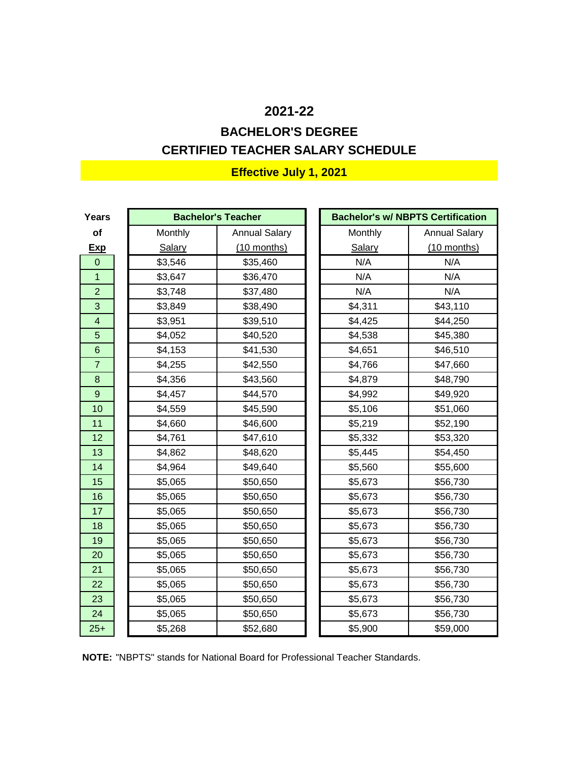# 2021-22

## BACHELOR'S DEGREE

## CERTIFIED TEACHER SALARY SCHEDULE

**Effective July 1, 2021**

| Years of Exp | Bachelor's Teacher | | Bachelor's w/ NBPTS Certification | |
|---|---|---|---|---|
| | Monthly Salary | Annual Salary (10 months) | Monthly Salary | Annual Salary (10 months) |
| 0 | $3,546 | $35,460 | N/A | N/A |
| 1 | $3,647 | $36,470 | N/A | N/A |
| 2 | $3,748 | $37,480 | N/A | N/A |
| 3 | $3,849 | $38,490 | $4,311 | $43,110 |
| 4 | $3,951 | $39,510 | $4,425 | $44,250 |
| 5 | $4,052 | $40,520 | $4,538 | $45,380 |
| 6 | $4,153 | $41,530 | $4,651 | $46,510 |
| 7 | $4,255 | $42,550 | $4,766 | $47,660 |
| 8 | $4,356 | $43,560 | $4,879 | $48,790 |
| 9 | $4,457 | $44,570 | $4,992 | $49,920 |
| 10 | $4,559 | $45,590 | $5,106 | $51,060 |
| 11 | $4,660 | $46,600 | $5,219 | $52,190 |
| 12 | $4,761 | $47,610 | $5,332 | $53,320 |
| 13 | $4,862 | $48,620 | $5,445 | $54,450 |
| 14 | $4,964 | $49,640 | $5,560 | $55,600 |
| 15 | $5,065 | $50,650 | $5,673 | $56,730 |
| 16 | $5,065 | $50,650 | $5,673 | $56,730 |
| 17 | $5,065 | $50,650 | $5,673 | $56,730 |
| 18 | $5,065 | $50,650 | $5,673 | $56,730 |
| 19 | $5,065 | $50,650 | $5,673 | $56,730 |
| 20 | $5,065 | $50,650 | $5,673 | $56,730 |
| 21 | $5,065 | $50,650 | $5,673 | $56,730 |
| 22 | $5,065 | $50,650 | $5,673 | $56,730 |
| 23 | $5,065 | $50,650 | $5,673 | $56,730 |
| 24 | $5,065 | $50,650 | $5,673 | $56,730 |
| 25+ | $5,268 | $52,680 | $5,900 | $59,000 |

**NOTE:** "NBPTS" stands for National Board for Professional Teacher Standards.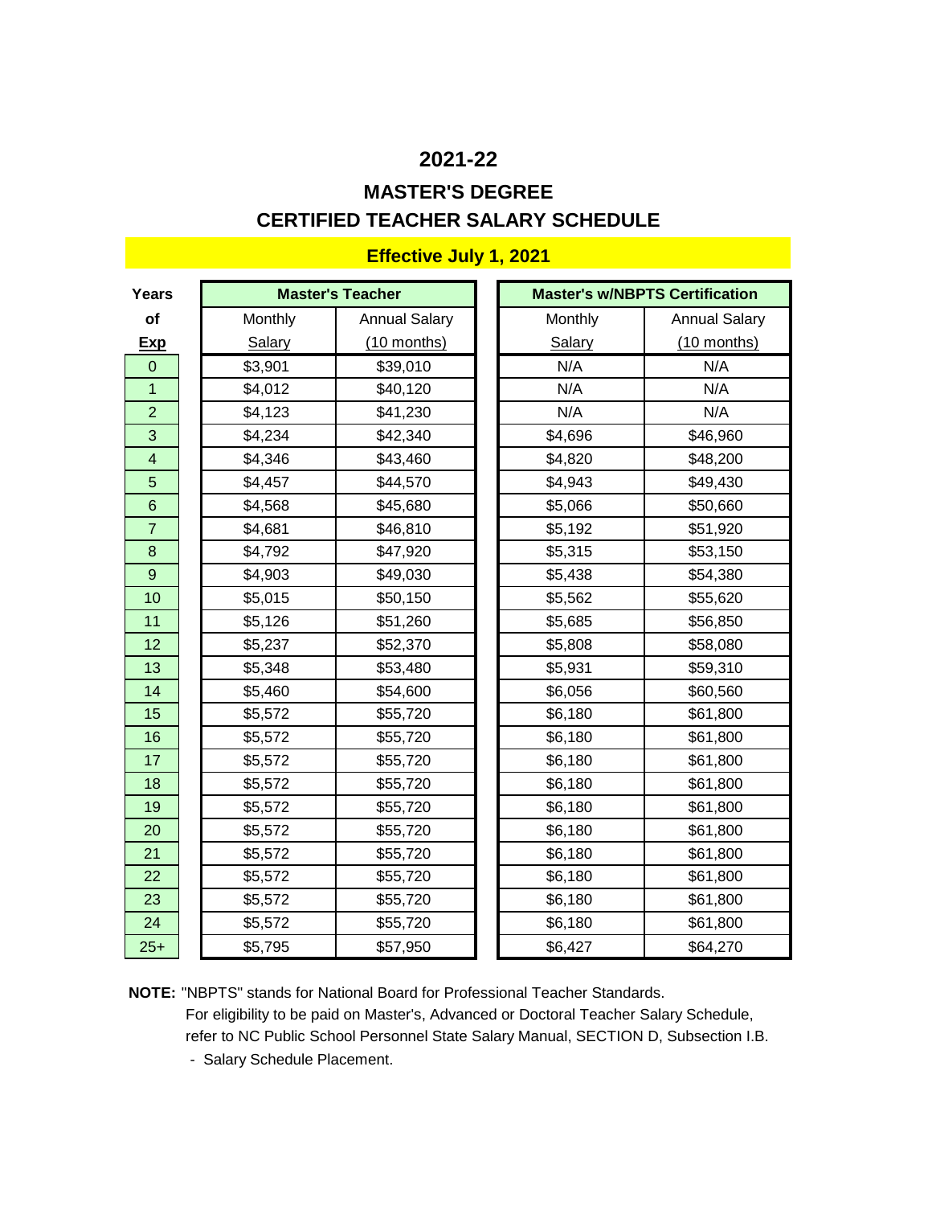# 2021-22

## MASTER'S DEGREE

## CERTIFIED TEACHER SALARY SCHEDULE

**Effective July 1, 2021**

| Years of Exp | Master's Teacher | | Master's w/NBPTS Certification | |
|---|---|---|---|---|
| | Monthly Salary | Annual Salary (10 months) | Monthly Salary | Annual Salary (10 months) |
| 0 | $3,901 | $39,010 | N/A | N/A |
| 1 | $4,012 | $40,120 | N/A | N/A |
| 2 | $4,123 | $41,230 | N/A | N/A |
| 3 | $4,234 | $42,340 | $4,696 | $46,960 |
| 4 | $4,346 | $43,460 | $4,820 | $48,200 |
| 5 | $4,457 | $44,570 | $4,943 | $49,430 |
| 6 | $4,568 | $45,680 | $5,066 | $50,660 |
| 7 | $4,681 | $46,810 | $5,192 | $51,920 |
| 8 | $4,792 | $47,920 | $5,315 | $53,150 |
| 9 | $4,903 | $49,030 | $5,438 | $54,380 |
| 10 | $5,015 | $50,150 | $5,562 | $55,620 |
| 11 | $5,126 | $51,260 | $5,685 | $56,850 |
| 12 | $5,237 | $52,370 | $5,808 | $58,080 |
| 13 | $5,348 | $53,480 | $5,931 | $59,310 |
| 14 | $5,460 | $54,600 | $6,056 | $60,560 |
| 15 | $5,572 | $55,720 | $6,180 | $61,800 |
| 16 | $5,572 | $55,720 | $6,180 | $61,800 |
| 17 | $5,572 | $55,720 | $6,180 | $61,800 |
| 18 | $5,572 | $55,720 | $6,180 | $61,800 |
| 19 | $5,572 | $55,720 | $6,180 | $61,800 |
| 20 | $5,572 | $55,720 | $6,180 | $61,800 |
| 21 | $5,572 | $55,720 | $6,180 | $61,800 |
| 22 | $5,572 | $55,720 | $6,180 | $61,800 |
| 23 | $5,572 | $55,720 | $6,180 | $61,800 |
| 24 | $5,572 | $55,720 | $6,180 | $61,800 |
| 25+ | $5,795 | $57,950 | $6,427 | $64,270 |

**NOTE:** "NBPTS" stands for National Board for Professional Teacher Standards.
For eligibility to be paid on Master's, Advanced or Doctoral Teacher Salary Schedule, refer to NC Public School Personnel State Salary Manual, SECTION D, Subsection I.B. - Salary Schedule Placement.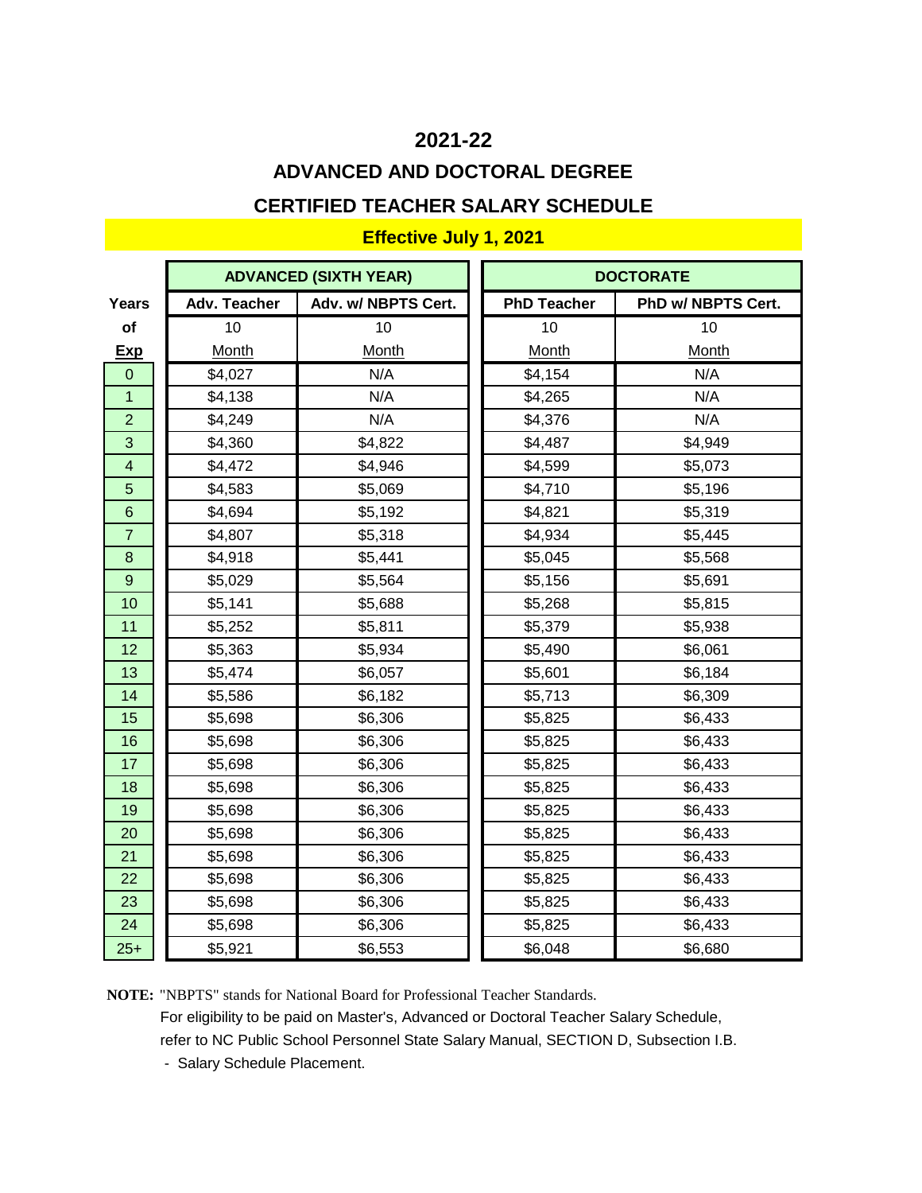## 2021-22

## ADVANCED AND DOCTORAL DEGREE

## CERTIFIED TEACHER SALARY SCHEDULE

**Effective July 1, 2021**

| | ADVANCED (SIXTH YEAR) | | DOCTORATE | |
|---|---|---|---|---|
| Years | Adv. Teacher | Adv. w/ NBPTS Cert. | PhD Teacher | PhD w/ NBPTS Cert. |
| of | 10 | 10 | 10 | 10 |
| Exp | Month | Month | Month | Month |
| 0 | $4,027 | N/A | $4,154 | N/A |
| 1 | $4,138 | N/A | $4,265 | N/A |
| 2 | $4,249 | N/A | $4,376 | N/A |
| 3 | $4,360 | $4,822 | $4,487 | $4,949 |
| 4 | $4,472 | $4,946 | $4,599 | $5,073 |
| 5 | $4,583 | $5,069 | $4,710 | $5,196 |
| 6 | $4,694 | $5,192 | $4,821 | $5,319 |
| 7 | $4,807 | $5,318 | $4,934 | $5,445 |
| 8 | $4,918 | $5,441 | $5,045 | $5,568 |
| 9 | $5,029 | $5,564 | $5,156 | $5,691 |
| 10 | $5,141 | $5,688 | $5,268 | $5,815 |
| 11 | $5,252 | $5,811 | $5,379 | $5,938 |
| 12 | $5,363 | $5,934 | $5,490 | $6,061 |
| 13 | $5,474 | $6,057 | $5,601 | $6,184 |
| 14 | $5,586 | $6,182 | $5,713 | $6,309 |
| 15 | $5,698 | $6,306 | $5,825 | $6,433 |
| 16 | $5,698 | $6,306 | $5,825 | $6,433 |
| 17 | $5,698 | $6,306 | $5,825 | $6,433 |
| 18 | $5,698 | $6,306 | $5,825 | $6,433 |
| 19 | $5,698 | $6,306 | $5,825 | $6,433 |
| 20 | $5,698 | $6,306 | $5,825 | $6,433 |
| 21 | $5,698 | $6,306 | $5,825 | $6,433 |
| 22 | $5,698 | $6,306 | $5,825 | $6,433 |
| 23 | $5,698 | $6,306 | $5,825 | $6,433 |
| 24 | $5,698 | $6,306 | $5,825 | $6,433 |
| 25+ | $5,921 | $6,553 | $6,048 | $6,680 |

**NOTE:** "NBPTS" stands for National Board for Professional Teacher Standards.
For eligibility to be paid on Master's, Advanced or Doctoral Teacher Salary Schedule, refer to NC Public School Personnel State Salary Manual, SECTION D, Subsection I.B. - Salary Schedule Placement.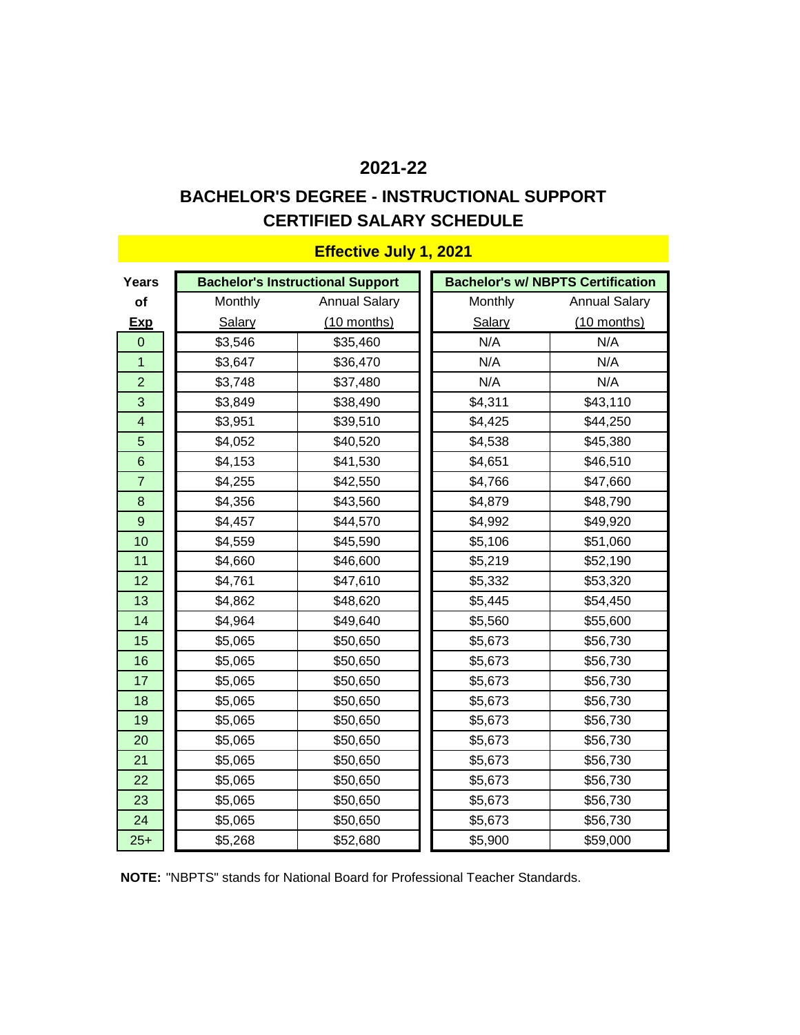# 2021-22

## BACHELOR'S DEGREE - INSTRUCTIONAL SUPPORT CERTIFIED SALARY SCHEDULE

### Effective July 1, 2021

| Years of Exp | Bachelor's Instructional Support | | Bachelor's w/ NBPTS Certification | |
|---|---|---|---|---|
| | Monthly Salary | Annual Salary (10 months) | Monthly Salary | Annual Salary (10 months) |
| 0 | $3,546 | $35,460 | N/A | N/A |
| 1 | $3,647 | $36,470 | N/A | N/A |
| 2 | $3,748 | $37,480 | N/A | N/A |
| 3 | $3,849 | $38,490 | $4,311 | $43,110 |
| 4 | $3,951 | $39,510 | $4,425 | $44,250 |
| 5 | $4,052 | $40,520 | $4,538 | $45,380 |
| 6 | $4,153 | $41,530 | $4,651 | $46,510 |
| 7 | $4,255 | $42,550 | $4,766 | $47,660 |
| 8 | $4,356 | $43,560 | $4,879 | $48,790 |
| 9 | $4,457 | $44,570 | $4,992 | $49,920 |
| 10 | $4,559 | $45,590 | $5,106 | $51,060 |
| 11 | $4,660 | $46,600 | $5,219 | $52,190 |
| 12 | $4,761 | $47,610 | $5,332 | $53,320 |
| 13 | $4,862 | $48,620 | $5,445 | $54,450 |
| 14 | $4,964 | $49,640 | $5,560 | $55,600 |
| 15 | $5,065 | $50,650 | $5,673 | $56,730 |
| 16 | $5,065 | $50,650 | $5,673 | $56,730 |
| 17 | $5,065 | $50,650 | $5,673 | $56,730 |
| 18 | $5,065 | $50,650 | $5,673 | $56,730 |
| 19 | $5,065 | $50,650 | $5,673 | $56,730 |
| 20 | $5,065 | $50,650 | $5,673 | $56,730 |
| 21 | $5,065 | $50,650 | $5,673 | $56,730 |
| 22 | $5,065 | $50,650 | $5,673 | $56,730 |
| 23 | $5,065 | $50,650 | $5,673 | $56,730 |
| 24 | $5,065 | $50,650 | $5,673 | $56,730 |
| 25+ | $5,268 | $52,680 | $5,900 | $59,000 |

**NOTE:** "NBPTS" stands for National Board for Professional Teacher Standards.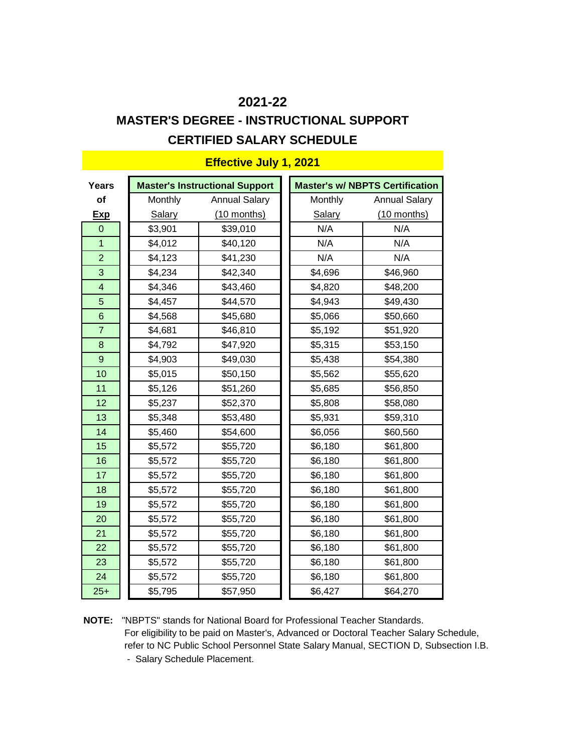# 2021-22

## MASTER'S DEGREE - INSTRUCTIONAL SUPPORT

## CERTIFIED SALARY SCHEDULE

**Effective July 1, 2021**

| Years of Exp | Master's Instructional Support | | Master's w/ NBPTS Certification | |
|---|---|---|---|---|
| | Monthly Salary | Annual Salary (10 months) | Monthly Salary | Annual Salary (10 months) |
| 0 | $3,901 | $39,010 | N/A | N/A |
| 1 | $4,012 | $40,120 | N/A | N/A |
| 2 | $4,123 | $41,230 | N/A | N/A |
| 3 | $4,234 | $42,340 | $4,696 | $46,960 |
| 4 | $4,346 | $43,460 | $4,820 | $48,200 |
| 5 | $4,457 | $44,570 | $4,943 | $49,430 |
| 6 | $4,568 | $45,680 | $5,066 | $50,660 |
| 7 | $4,681 | $46,810 | $5,192 | $51,920 |
| 8 | $4,792 | $47,920 | $5,315 | $53,150 |
| 9 | $4,903 | $49,030 | $5,438 | $54,380 |
| 10 | $5,015 | $50,150 | $5,562 | $55,620 |
| 11 | $5,126 | $51,260 | $5,685 | $56,850 |
| 12 | $5,237 | $52,370 | $5,808 | $58,080 |
| 13 | $5,348 | $53,480 | $5,931 | $59,310 |
| 14 | $5,460 | $54,600 | $6,056 | $60,560 |
| 15 | $5,572 | $55,720 | $6,180 | $61,800 |
| 16 | $5,572 | $55,720 | $6,180 | $61,800 |
| 17 | $5,572 | $55,720 | $6,180 | $61,800 |
| 18 | $5,572 | $55,720 | $6,180 | $61,800 |
| 19 | $5,572 | $55,720 | $6,180 | $61,800 |
| 20 | $5,572 | $55,720 | $6,180 | $61,800 |
| 21 | $5,572 | $55,720 | $6,180 | $61,800 |
| 22 | $5,572 | $55,720 | $6,180 | $61,800 |
| 23 | $5,572 | $55,720 | $6,180 | $61,800 |
| 24 | $5,572 | $55,720 | $6,180 | $61,800 |
| 25+ | $5,795 | $57,950 | $6,427 | $64,270 |

**NOTE:** "NBPTS" stands for National Board for Professional Teacher Standards. For eligibility to be paid on Master's, Advanced or Doctoral Teacher Salary Schedule, refer to NC Public School Personnel State Salary Manual, SECTION D, Subsection I.B. - Salary Schedule Placement.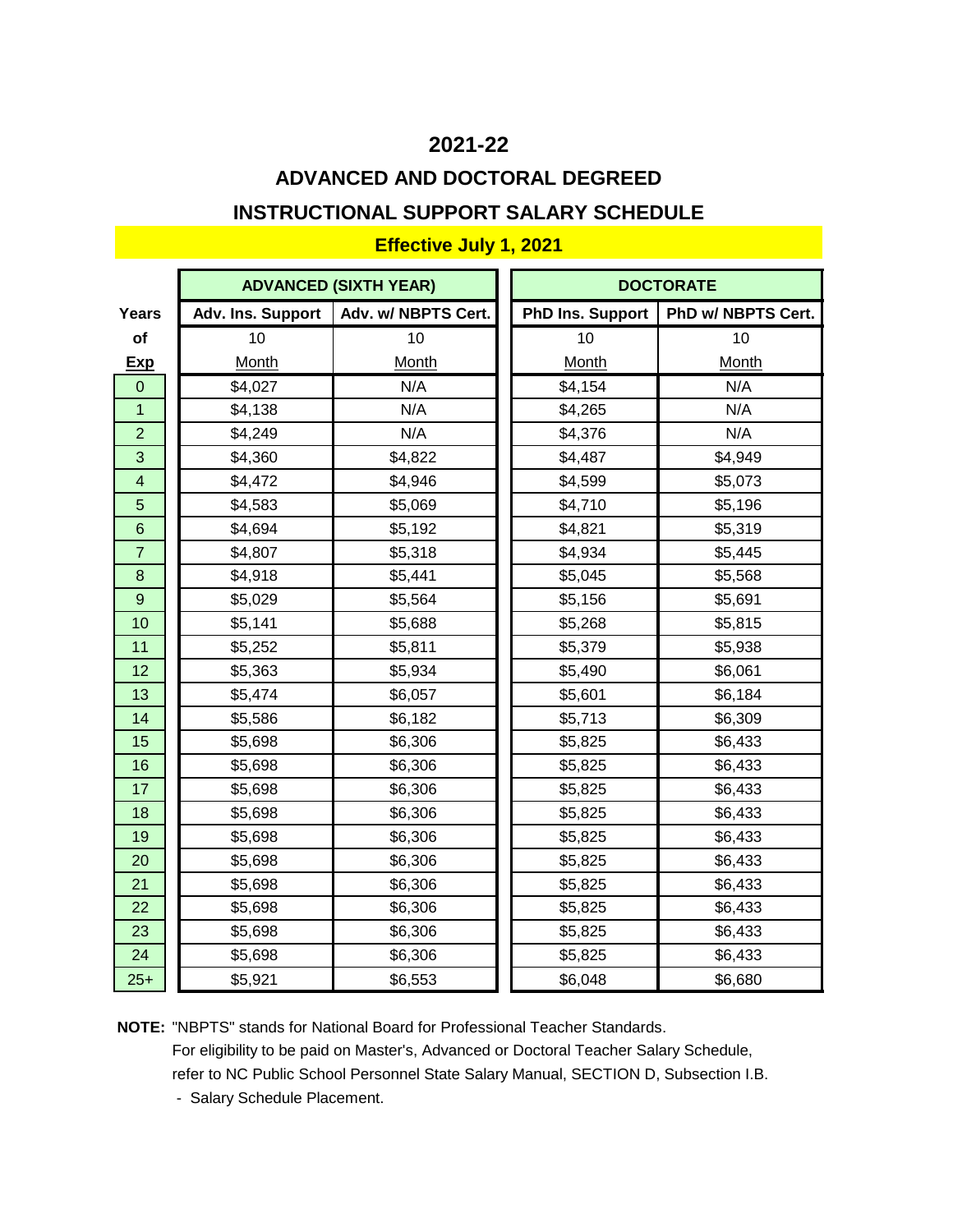# 2021-22

## ADVANCED AND DOCTORAL DEGREED

## INSTRUCTIONAL SUPPORT SALARY SCHEDULE

**Effective July 1, 2021**

| | ADVANCED (SIXTH YEAR) | | DOCTORATE | |
|---|---|---|---|---|
| Years of Exp | Adv. Ins. Support 10 Month | Adv. w/ NBPTS Cert. 10 Month | PhD Ins. Support 10 Month | PhD w/ NBPTS Cert. 10 Month |
| 0 | $4,027 | N/A | $4,154 | N/A |
| 1 | $4,138 | N/A | $4,265 | N/A |
| 2 | $4,249 | N/A | $4,376 | N/A |
| 3 | $4,360 | $4,822 | $4,487 | $4,949 |
| 4 | $4,472 | $4,946 | $4,599 | $5,073 |
| 5 | $4,583 | $5,069 | $4,710 | $5,196 |
| 6 | $4,694 | $5,192 | $4,821 | $5,319 |
| 7 | $4,807 | $5,318 | $4,934 | $5,445 |
| 8 | $4,918 | $5,441 | $5,045 | $5,568 |
| 9 | $5,029 | $5,564 | $5,156 | $5,691 |
| 10 | $5,141 | $5,688 | $5,268 | $5,815 |
| 11 | $5,252 | $5,811 | $5,379 | $5,938 |
| 12 | $5,363 | $5,934 | $5,490 | $6,061 |
| 13 | $5,474 | $6,057 | $5,601 | $6,184 |
| 14 | $5,586 | $6,182 | $5,713 | $6,309 |
| 15 | $5,698 | $6,306 | $5,825 | $6,433 |
| 16 | $5,698 | $6,306 | $5,825 | $6,433 |
| 17 | $5,698 | $6,306 | $5,825 | $6,433 |
| 18 | $5,698 | $6,306 | $5,825 | $6,433 |
| 19 | $5,698 | $6,306 | $5,825 | $6,433 |
| 20 | $5,698 | $6,306 | $5,825 | $6,433 |
| 21 | $5,698 | $6,306 | $5,825 | $6,433 |
| 22 | $5,698 | $6,306 | $5,825 | $6,433 |
| 23 | $5,698 | $6,306 | $5,825 | $6,433 |
| 24 | $5,698 | $6,306 | $5,825 | $6,433 |
| 25+ | $5,921 | $6,553 | $6,048 | $6,680 |

**NOTE:** "NBPTS" stands for National Board for Professional Teacher Standards.
For eligibility to be paid on Master's, Advanced or Doctoral Teacher Salary Schedule, refer to NC Public School Personnel State Salary Manual, SECTION D, Subsection I.B. - Salary Schedule Placement.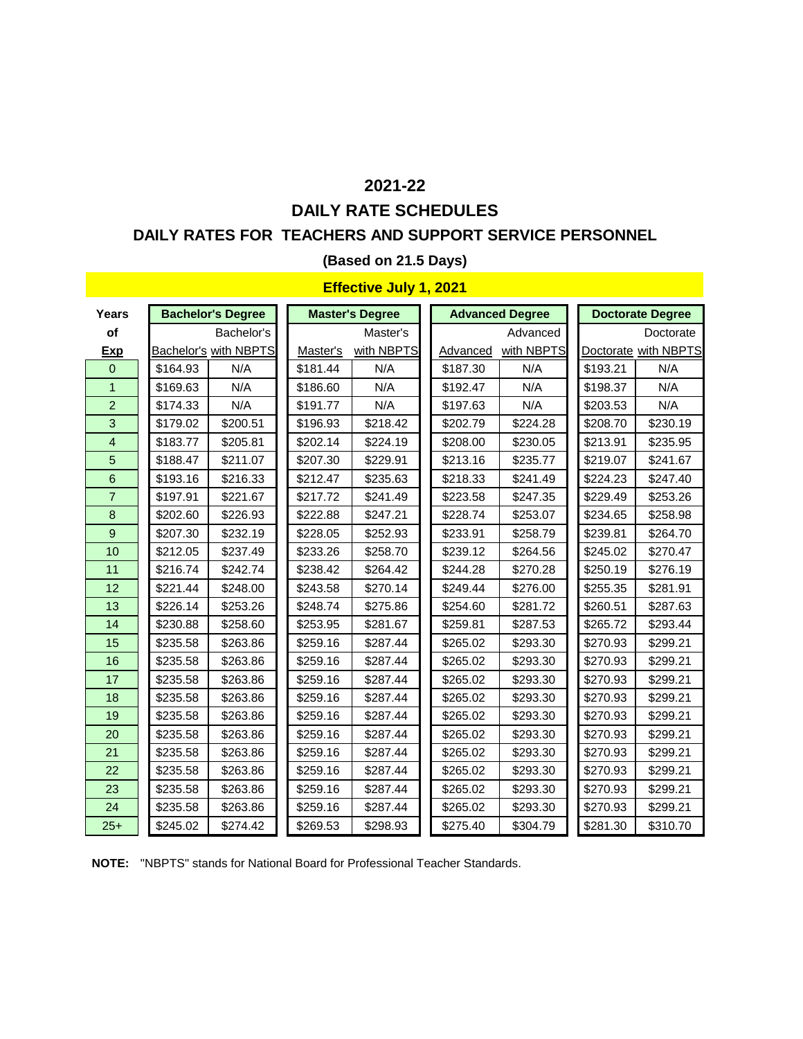# 2021-22

## DAILY RATE SCHEDULES

### DAILY RATES FOR TEACHERS AND SUPPORT SERVICE PERSONNEL

**(Based on 21.5 Days)**

**Effective July 1, 2021**

| Years of Exp | Bachelor's Degree | | Master's Degree | | Advanced Degree | | Doctorate Degree | |
|---|---|---|---|---|---|---|---|---|
| | Bachelor's | Bachelor's with NBPTS | Master's | Master's with NBPTS | Advanced | Advanced with NBPTS | Doctorate | Doctorate with NBPTS |
| 0 | $164.93 | N/A | $181.44 | N/A | $187.30 | N/A | $193.21 | N/A |
| 1 | $169.63 | N/A | $186.60 | N/A | $192.47 | N/A | $198.37 | N/A |
| 2 | $174.33 | N/A | $191.77 | N/A | $197.63 | N/A | $203.53 | N/A |
| 3 | $179.02 | $200.51 | $196.93 | $218.42 | $202.79 | $224.28 | $208.70 | $230.19 |
| 4 | $183.77 | $205.81 | $202.14 | $224.19 | $208.00 | $230.05 | $213.91 | $235.95 |
| 5 | $188.47 | $211.07 | $207.30 | $229.91 | $213.16 | $235.77 | $219.07 | $241.67 |
| 6 | $193.16 | $216.33 | $212.47 | $235.63 | $218.33 | $241.49 | $224.23 | $247.40 |
| 7 | $197.91 | $221.67 | $217.72 | $241.49 | $223.58 | $247.35 | $229.49 | $253.26 |
| 8 | $202.60 | $226.93 | $222.88 | $247.21 | $228.74 | $253.07 | $234.65 | $258.98 |
| 9 | $207.30 | $232.19 | $228.05 | $252.93 | $233.91 | $258.79 | $239.81 | $264.70 |
| 10 | $212.05 | $237.49 | $233.26 | $258.70 | $239.12 | $264.56 | $245.02 | $270.47 |
| 11 | $216.74 | $242.74 | $238.42 | $264.42 | $244.28 | $270.28 | $250.19 | $276.19 |
| 12 | $221.44 | $248.00 | $243.58 | $270.14 | $249.44 | $276.00 | $255.35 | $281.91 |
| 13 | $226.14 | $253.26 | $248.74 | $275.86 | $254.60 | $281.72 | $260.51 | $287.63 |
| 14 | $230.88 | $258.60 | $253.95 | $281.67 | $259.81 | $287.53 | $265.72 | $293.44 |
| 15 | $235.58 | $263.86 | $259.16 | $287.44 | $265.02 | $293.30 | $270.93 | $299.21 |
| 16 | $235.58 | $263.86 | $259.16 | $287.44 | $265.02 | $293.30 | $270.93 | $299.21 |
| 17 | $235.58 | $263.86 | $259.16 | $287.44 | $265.02 | $293.30 | $270.93 | $299.21 |
| 18 | $235.58 | $263.86 | $259.16 | $287.44 | $265.02 | $293.30 | $270.93 | $299.21 |
| 19 | $235.58 | $263.86 | $259.16 | $287.44 | $265.02 | $293.30 | $270.93 | $299.21 |
| 20 | $235.58 | $263.86 | $259.16 | $287.44 | $265.02 | $293.30 | $270.93 | $299.21 |
| 21 | $235.58 | $263.86 | $259.16 | $287.44 | $265.02 | $293.30 | $270.93 | $299.21 |
| 22 | $235.58 | $263.86 | $259.16 | $287.44 | $265.02 | $293.30 | $270.93 | $299.21 |
| 23 | $235.58 | $263.86 | $259.16 | $287.44 | $265.02 | $293.30 | $270.93 | $299.21 |
| 24 | $235.58 | $263.86 | $259.16 | $287.44 | $265.02 | $293.30 | $270.93 | $299.21 |
| 25+ | $245.02 | $274.42 | $269.53 | $298.93 | $275.40 | $304.79 | $281.30 | $310.70 |

**NOTE:** "NBPTS" stands for National Board for Professional Teacher Standards.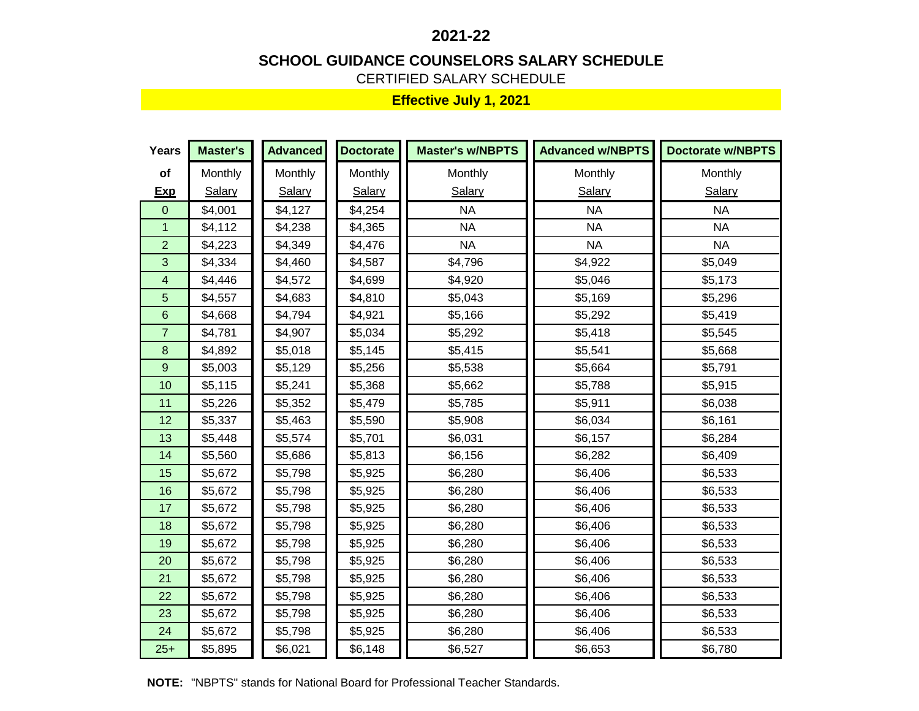# 2021-22

## SCHOOL GUIDANCE COUNSELORS SALARY SCHEDULE

CERTIFIED SALARY SCHEDULE

**Effective July 1, 2021**

| Years of Exp | Master's Monthly Salary | Advanced Monthly Salary | Doctorate Monthly Salary | Master's w/NBPTS Monthly Salary | Advanced w/NBPTS Monthly Salary | Doctorate w/NBPTS Monthly Salary |
|---|---|---|---|---|---|---|
| 0 | $4,001 | $4,127 | $4,254 | NA | NA | NA |
| 1 | $4,112 | $4,238 | $4,365 | NA | NA | NA |
| 2 | $4,223 | $4,349 | $4,476 | NA | NA | NA |
| 3 | $4,334 | $4,460 | $4,587 | $4,796 | $4,922 | $5,049 |
| 4 | $4,446 | $4,572 | $4,699 | $4,920 | $5,046 | $5,173 |
| 5 | $4,557 | $4,683 | $4,810 | $5,043 | $5,169 | $5,296 |
| 6 | $4,668 | $4,794 | $4,921 | $5,166 | $5,292 | $5,419 |
| 7 | $4,781 | $4,907 | $5,034 | $5,292 | $5,418 | $5,545 |
| 8 | $4,892 | $5,018 | $5,145 | $5,415 | $5,541 | $5,668 |
| 9 | $5,003 | $5,129 | $5,256 | $5,538 | $5,664 | $5,791 |
| 10 | $5,115 | $5,241 | $5,368 | $5,662 | $5,788 | $5,915 |
| 11 | $5,226 | $5,352 | $5,479 | $5,785 | $5,911 | $6,038 |
| 12 | $5,337 | $5,463 | $5,590 | $5,908 | $6,034 | $6,161 |
| 13 | $5,448 | $5,574 | $5,701 | $6,031 | $6,157 | $6,284 |
| 14 | $5,560 | $5,686 | $5,813 | $6,156 | $6,282 | $6,409 |
| 15 | $5,672 | $5,798 | $5,925 | $6,280 | $6,406 | $6,533 |
| 16 | $5,672 | $5,798 | $5,925 | $6,280 | $6,406 | $6,533 |
| 17 | $5,672 | $5,798 | $5,925 | $6,280 | $6,406 | $6,533 |
| 18 | $5,672 | $5,798 | $5,925 | $6,280 | $6,406 | $6,533 |
| 19 | $5,672 | $5,798 | $5,925 | $6,280 | $6,406 | $6,533 |
| 20 | $5,672 | $5,798 | $5,925 | $6,280 | $6,406 | $6,533 |
| 21 | $5,672 | $5,798 | $5,925 | $6,280 | $6,406 | $6,533 |
| 22 | $5,672 | $5,798 | $5,925 | $6,280 | $6,406 | $6,533 |
| 23 | $5,672 | $5,798 | $5,925 | $6,280 | $6,406 | $6,533 |
| 24 | $5,672 | $5,798 | $5,925 | $6,280 | $6,406 | $6,533 |
| 25+ | $5,895 | $6,021 | $6,148 | $6,527 | $6,653 | $6,780 |

**NOTE:** "NBPTS" stands for National Board for Professional Teacher Standards.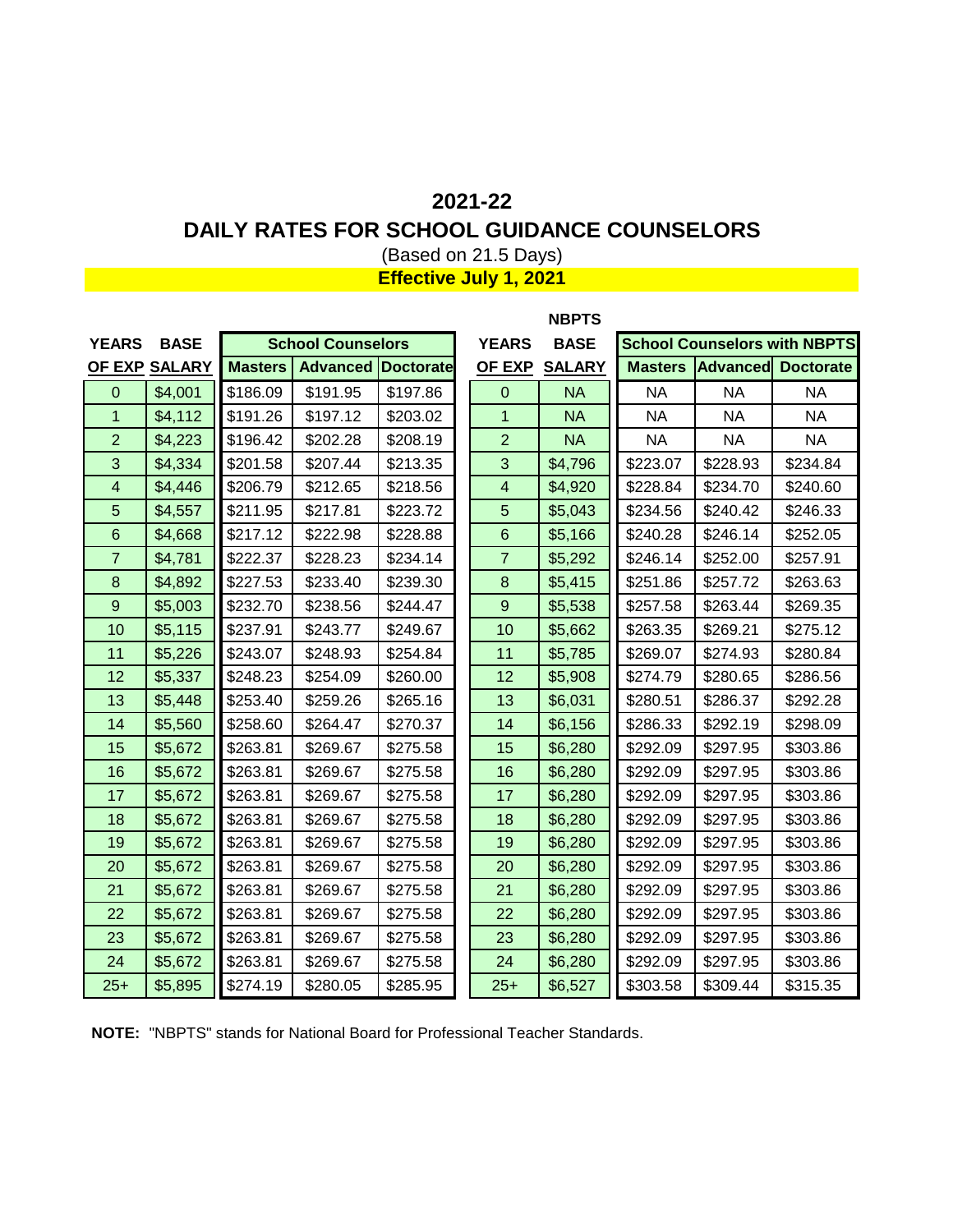# 2021-22

# DAILY RATES FOR SCHOOL GUIDANCE COUNSELORS

(Based on 21.5 Days)

**Effective July 1, 2021**

| YEARS OF EXP | BASE SALARY | School Counselors | | | YEARS OF EXP | NBPTS BASE SALARY | School Counselors with NBPTS | | |
|---|---|---|---|---|---|---|---|---|---|
| | | Masters | Advanced | Doctorate | | | Masters | Advanced | Doctorate |
| 0 | $4,001 | $186.09 | $191.95 | $197.86 | 0 | NA | NA | NA | NA |
| 1 | $4,112 | $191.26 | $197.12 | $203.02 | 1 | NA | NA | NA | NA |
| 2 | $4,223 | $196.42 | $202.28 | $208.19 | 2 | NA | NA | NA | NA |
| 3 | $4,334 | $201.58 | $207.44 | $213.35 | 3 | $4,796 | $223.07 | $228.93 | $234.84 |
| 4 | $4,446 | $206.79 | $212.65 | $218.56 | 4 | $4,920 | $228.84 | $234.70 | $240.60 |
| 5 | $4,557 | $211.95 | $217.81 | $223.72 | 5 | $5,043 | $234.56 | $240.42 | $246.33 |
| 6 | $4,668 | $217.12 | $222.98 | $228.88 | 6 | $5,166 | $240.28 | $246.14 | $252.05 |
| 7 | $4,781 | $222.37 | $228.23 | $234.14 | 7 | $5,292 | $246.14 | $252.00 | $257.91 |
| 8 | $4,892 | $227.53 | $233.40 | $239.30 | 8 | $5,415 | $251.86 | $257.72 | $263.63 |
| 9 | $5,003 | $232.70 | $238.56 | $244.47 | 9 | $5,538 | $257.58 | $263.44 | $269.35 |
| 10 | $5,115 | $237.91 | $243.77 | $249.67 | 10 | $5,662 | $263.35 | $269.21 | $275.12 |
| 11 | $5,226 | $243.07 | $248.93 | $254.84 | 11 | $5,785 | $269.07 | $274.93 | $280.84 |
| 12 | $5,337 | $248.23 | $254.09 | $260.00 | 12 | $5,908 | $274.79 | $280.65 | $286.56 |
| 13 | $5,448 | $253.40 | $259.26 | $265.16 | 13 | $6,031 | $280.51 | $286.37 | $292.28 |
| 14 | $5,560 | $258.60 | $264.47 | $270.37 | 14 | $6,156 | $286.33 | $292.19 | $298.09 |
| 15 | $5,672 | $263.81 | $269.67 | $275.58 | 15 | $6,280 | $292.09 | $297.95 | $303.86 |
| 16 | $5,672 | $263.81 | $269.67 | $275.58 | 16 | $6,280 | $292.09 | $297.95 | $303.86 |
| 17 | $5,672 | $263.81 | $269.67 | $275.58 | 17 | $6,280 | $292.09 | $297.95 | $303.86 |
| 18 | $5,672 | $263.81 | $269.67 | $275.58 | 18 | $6,280 | $292.09 | $297.95 | $303.86 |
| 19 | $5,672 | $263.81 | $269.67 | $275.58 | 19 | $6,280 | $292.09 | $297.95 | $303.86 |
| 20 | $5,672 | $263.81 | $269.67 | $275.58 | 20 | $6,280 | $292.09 | $297.95 | $303.86 |
| 21 | $5,672 | $263.81 | $269.67 | $275.58 | 21 | $6,280 | $292.09 | $297.95 | $303.86 |
| 22 | $5,672 | $263.81 | $269.67 | $275.58 | 22 | $6,280 | $292.09 | $297.95 | $303.86 |
| 23 | $5,672 | $263.81 | $269.67 | $275.58 | 23 | $6,280 | $292.09 | $297.95 | $303.86 |
| 24 | $5,672 | $263.81 | $269.67 | $275.58 | 24 | $6,280 | $292.09 | $297.95 | $303.86 |
| 25+ | $5,895 | $274.19 | $280.05 | $285.95 | 25+ | $6,527 | $303.58 | $309.44 | $315.35 |

**NOTE:** "NBPTS" stands for National Board for Professional Teacher Standards.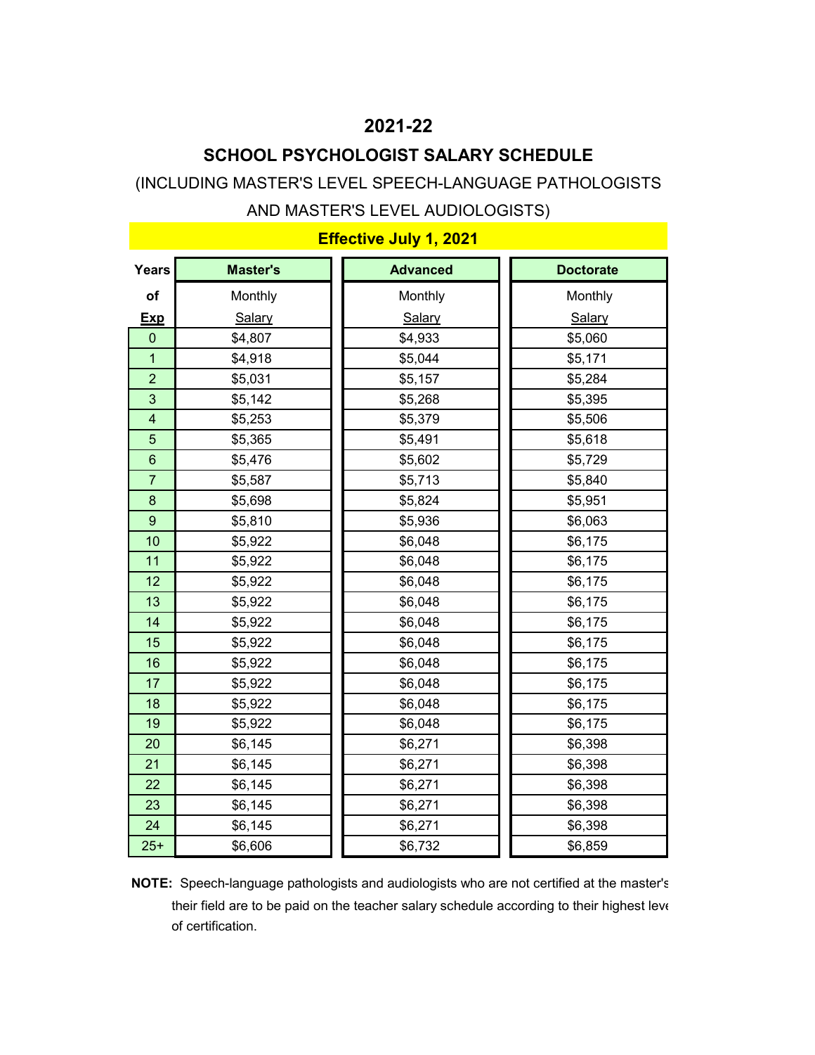# 2021-22

## SCHOOL PSYCHOLOGIST SALARY SCHEDULE

(INCLUDING MASTER'S LEVEL SPEECH-LANGUAGE PATHOLOGISTS AND MASTER'S LEVEL AUDIOLOGISTS)

**Effective July 1, 2021**

| Years of Exp | Master's Monthly Salary | Advanced Monthly Salary | Doctorate Monthly Salary |
|---|---|---|---|
| 0 | $4,807 | $4,933 | $5,060 |
| 1 | $4,918 | $5,044 | $5,171 |
| 2 | $5,031 | $5,157 | $5,284 |
| 3 | $5,142 | $5,268 | $5,395 |
| 4 | $5,253 | $5,379 | $5,506 |
| 5 | $5,365 | $5,491 | $5,618 |
| 6 | $5,476 | $5,602 | $5,729 |
| 7 | $5,587 | $5,713 | $5,840 |
| 8 | $5,698 | $5,824 | $5,951 |
| 9 | $5,810 | $5,936 | $6,063 |
| 10 | $5,922 | $6,048 | $6,175 |
| 11 | $5,922 | $6,048 | $6,175 |
| 12 | $5,922 | $6,048 | $6,175 |
| 13 | $5,922 | $6,048 | $6,175 |
| 14 | $5,922 | $6,048 | $6,175 |
| 15 | $5,922 | $6,048 | $6,175 |
| 16 | $5,922 | $6,048 | $6,175 |
| 17 | $5,922 | $6,048 | $6,175 |
| 18 | $5,922 | $6,048 | $6,175 |
| 19 | $5,922 | $6,048 | $6,175 |
| 20 | $6,145 | $6,271 | $6,398 |
| 21 | $6,145 | $6,271 | $6,398 |
| 22 | $6,145 | $6,271 | $6,398 |
| 23 | $6,145 | $6,271 | $6,398 |
| 24 | $6,145 | $6,271 | $6,398 |
| 25+ | $6,606 | $6,732 | $6,859 |

**NOTE:** Speech-language pathologists and audiologists who are not certified at the master's their field are to be paid on the teacher salary schedule according to their highest leve of certification.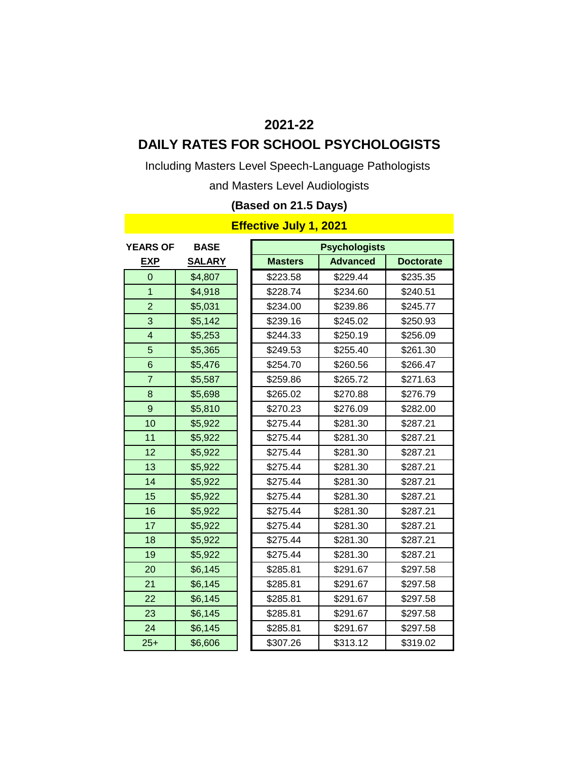# 2021-22

# DAILY RATES FOR SCHOOL PSYCHOLOGISTS

Including Masters Level Speech-Language Pathologists

and Masters Level Audiologists

**(Based on 21.5 Days)**

**Effective July 1, 2021**

| YEARS OF EXP | BASE SALARY | Psychologists | | |
|---|---|---|---|---|
| | | Masters | Advanced | Doctorate |
| 0 | $4,807 | $223.58 | $229.44 | $235.35 |
| 1 | $4,918 | $228.74 | $234.60 | $240.51 |
| 2 | $5,031 | $234.00 | $239.86 | $245.77 |
| 3 | $5,142 | $239.16 | $245.02 | $250.93 |
| 4 | $5,253 | $244.33 | $250.19 | $256.09 |
| 5 | $5,365 | $249.53 | $255.40 | $261.30 |
| 6 | $5,476 | $254.70 | $260.56 | $266.47 |
| 7 | $5,587 | $259.86 | $265.72 | $271.63 |
| 8 | $5,698 | $265.02 | $270.88 | $276.79 |
| 9 | $5,810 | $270.23 | $276.09 | $282.00 |
| 10 | $5,922 | $275.44 | $281.30 | $287.21 |
| 11 | $5,922 | $275.44 | $281.30 | $287.21 |
| 12 | $5,922 | $275.44 | $281.30 | $287.21 |
| 13 | $5,922 | $275.44 | $281.30 | $287.21 |
| 14 | $5,922 | $275.44 | $281.30 | $287.21 |
| 15 | $5,922 | $275.44 | $281.30 | $287.21 |
| 16 | $5,922 | $275.44 | $281.30 | $287.21 |
| 17 | $5,922 | $275.44 | $281.30 | $287.21 |
| 18 | $5,922 | $275.44 | $281.30 | $287.21 |
| 19 | $5,922 | $275.44 | $281.30 | $287.21 |
| 20 | $6,145 | $285.81 | $291.67 | $297.58 |
| 21 | $6,145 | $285.81 | $291.67 | $297.58 |
| 22 | $6,145 | $285.81 | $291.67 | $297.58 |
| 23 | $6,145 | $285.81 | $291.67 | $297.58 |
| 24 | $6,145 | $285.81 | $291.67 | $297.58 |
| 25+ | $6,606 | $307.26 | $313.12 | $319.02 |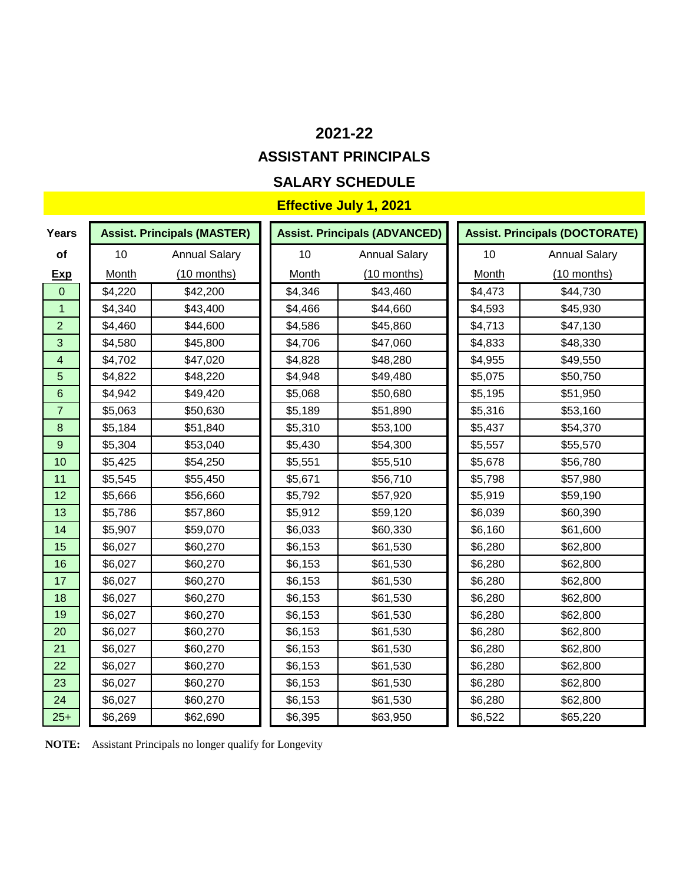# 2021-22

## ASSISTANT PRINCIPALS

## SALARY SCHEDULE

**Effective July 1, 2021**

| Years of Exp | Assist. Principals (MASTER) | | Assist. Principals (ADVANCED) | | Assist. Principals (DOCTORATE) | |
|---|---|---|---|---|---|---|
| | 10 Month | Annual Salary (10 months) | 10 Month | Annual Salary (10 months) | 10 Month | Annual Salary (10 months) |
| 0 | $4,220 | $42,200 | $4,346 | $43,460 | $4,473 | $44,730 |
| 1 | $4,340 | $43,400 | $4,466 | $44,660 | $4,593 | $45,930 |
| 2 | $4,460 | $44,600 | $4,586 | $45,860 | $4,713 | $47,130 |
| 3 | $4,580 | $45,800 | $4,706 | $47,060 | $4,833 | $48,330 |
| 4 | $4,702 | $47,020 | $4,828 | $48,280 | $4,955 | $49,550 |
| 5 | $4,822 | $48,220 | $4,948 | $49,480 | $5,075 | $50,750 |
| 6 | $4,942 | $49,420 | $5,068 | $50,680 | $5,195 | $51,950 |
| 7 | $5,063 | $50,630 | $5,189 | $51,890 | $5,316 | $53,160 |
| 8 | $5,184 | $51,840 | $5,310 | $53,100 | $5,437 | $54,370 |
| 9 | $5,304 | $53,040 | $5,430 | $54,300 | $5,557 | $55,570 |
| 10 | $5,425 | $54,250 | $5,551 | $55,510 | $5,678 | $56,780 |
| 11 | $5,545 | $55,450 | $5,671 | $56,710 | $5,798 | $57,980 |
| 12 | $5,666 | $56,660 | $5,792 | $57,920 | $5,919 | $59,190 |
| 13 | $5,786 | $57,860 | $5,912 | $59,120 | $6,039 | $60,390 |
| 14 | $5,907 | $59,070 | $6,033 | $60,330 | $6,160 | $61,600 |
| 15 | $6,027 | $60,270 | $6,153 | $61,530 | $6,280 | $62,800 |
| 16 | $6,027 | $60,270 | $6,153 | $61,530 | $6,280 | $62,800 |
| 17 | $6,027 | $60,270 | $6,153 | $61,530 | $6,280 | $62,800 |
| 18 | $6,027 | $60,270 | $6,153 | $61,530 | $6,280 | $62,800 |
| 19 | $6,027 | $60,270 | $6,153 | $61,530 | $6,280 | $62,800 |
| 20 | $6,027 | $60,270 | $6,153 | $61,530 | $6,280 | $62,800 |
| 21 | $6,027 | $60,270 | $6,153 | $61,530 | $6,280 | $62,800 |
| 22 | $6,027 | $60,270 | $6,153 | $61,530 | $6,280 | $62,800 |
| 23 | $6,027 | $60,270 | $6,153 | $61,530 | $6,280 | $62,800 |
| 24 | $6,027 | $60,270 | $6,153 | $61,530 | $6,280 | $62,800 |
| 25+ | $6,269 | $62,690 | $6,395 | $63,950 | $6,522 | $65,220 |

**NOTE:** Assistant Principals no longer qualify for Longevity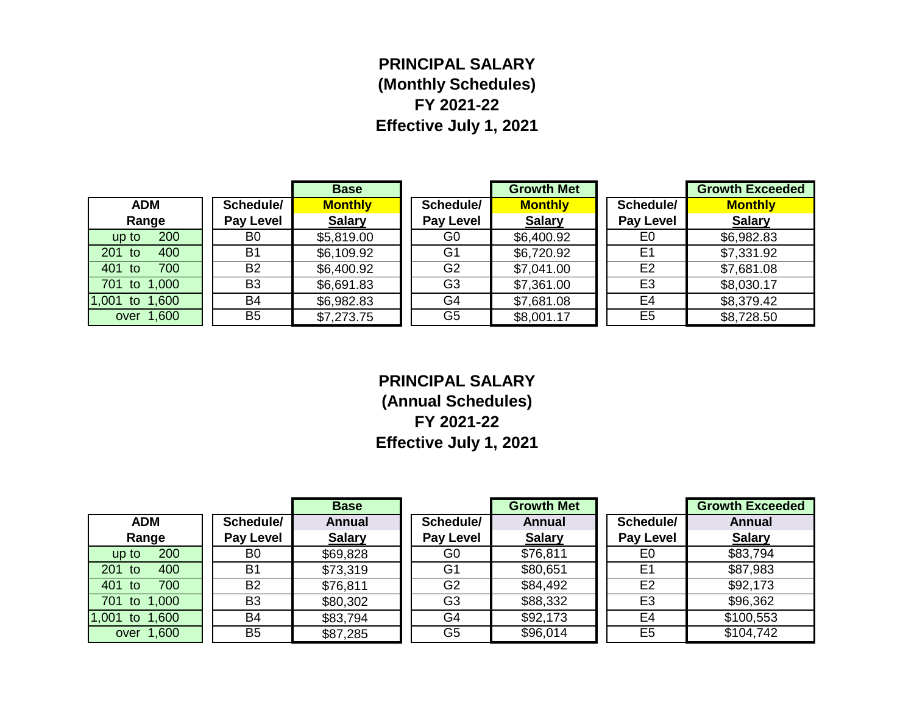# PRINCIPAL SALARY
## (Monthly Schedules)
## FY 2021-22
## Effective July 1, 2021

| ADM Range | Schedule/ Pay Level | Base Monthly Salary | Schedule/ Pay Level | Growth Met Monthly Salary | Schedule/ Pay Level | Growth Exceeded Monthly Salary |
|---|---|---|---|---|---|---|
| up to 200 | B0 | $5,819.00 | G0 | $6,400.92 | E0 | $6,982.83 |
| 201 to 400 | B1 | $6,109.92 | G1 | $6,720.92 | E1 | $7,331.92 |
| 401 to 700 | B2 | $6,400.92 | G2 | $7,041.00 | E2 | $7,681.08 |
| 701 to 1,000 | B3 | $6,691.83 | G3 | $7,361.00 | E3 | $8,030.17 |
| 1,001 to 1,600 | B4 | $6,982.83 | G4 | $7,681.08 | E4 | $8,379.42 |
| over 1,600 | B5 | $7,273.75 | G5 | $8,001.17 | E5 | $8,728.50 |

# PRINCIPAL SALARY
## (Annual Schedules)
## FY 2021-22
## Effective July 1, 2021

| ADM Range | Schedule/ Pay Level | Base Annual Salary | Schedule/ Pay Level | Growth Met Annual Salary | Schedule/ Pay Level | Growth Exceeded Annual Salary |
|---|---|---|---|---|---|---|
| up to 200 | B0 | $69,828 | G0 | $76,811 | E0 | $83,794 |
| 201 to 400 | B1 | $73,319 | G1 | $80,651 | E1 | $87,983 |
| 401 to 700 | B2 | $76,811 | G2 | $84,492 | E2 | $92,173 |
| 701 to 1,000 | B3 | $80,302 | G3 | $88,332 | E3 | $96,362 |
| 1,001 to 1,600 | B4 | $83,794 | G4 | $92,173 | E4 | $100,553 |
| over 1,600 | B5 | $87,285 | G5 | $96,014 | E5 | $104,742 |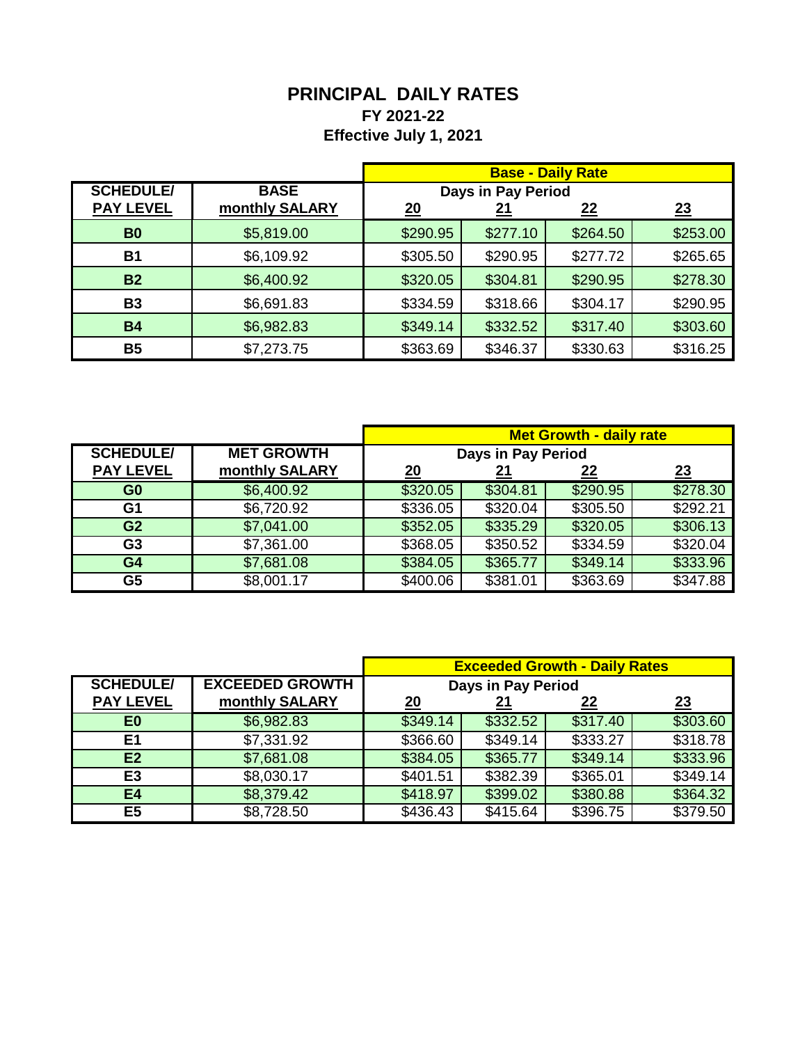# PRINCIPAL DAILY RATES

## FY 2021-22

## Effective July 1, 2021

| SCHEDULE/ PAY LEVEL | BASE monthly SALARY | Base - Daily Rate Days in Pay Period 20 | 21 | 22 | 23 |
|---|---|---|---|---|---|
| B0 | $5,819.00 | $290.95 | $277.10 | $264.50 | $253.00 |
| B1 | $6,109.92 | $305.50 | $290.95 | $277.72 | $265.65 |
| B2 | $6,400.92 | $320.05 | $304.81 | $290.95 | $278.30 |
| B3 | $6,691.83 | $334.59 | $318.66 | $304.17 | $290.95 |
| B4 | $6,982.83 | $349.14 | $332.52 | $317.40 | $303.60 |
| B5 | $7,273.75 | $363.69 | $346.37 | $330.63 | $316.25 |

| SCHEDULE/ PAY LEVEL | MET GROWTH monthly SALARY | Met Growth - daily rate Days in Pay Period 20 | 21 | 22 | 23 |
|---|---|---|---|---|---|
| G0 | $6,400.92 | $320.05 | $304.81 | $290.95 | $278.30 |
| G1 | $6,720.92 | $336.05 | $320.04 | $305.50 | $292.21 |
| G2 | $7,041.00 | $352.05 | $335.29 | $320.05 | $306.13 |
| G3 | $7,361.00 | $368.05 | $350.52 | $334.59 | $320.04 |
| G4 | $7,681.08 | $384.05 | $365.77 | $349.14 | $333.96 |
| G5 | $8,001.17 | $400.06 | $381.01 | $363.69 | $347.88 |

| SCHEDULE/ PAY LEVEL | EXCEEDED GROWTH monthly SALARY | Exceeded Growth - Daily Rates Days in Pay Period 20 | 21 | 22 | 23 |
|---|---|---|---|---|---|
| E0 | $6,982.83 | $349.14 | $332.52 | $317.40 | $303.60 |
| E1 | $7,331.92 | $366.60 | $349.14 | $333.27 | $318.78 |
| E2 | $7,681.08 | $384.05 | $365.77 | $349.14 | $333.96 |
| E3 | $8,030.17 | $401.51 | $382.39 | $365.01 | $349.14 |
| E4 | $8,379.42 | $418.97 | $399.02 | $380.88 | $364.32 |
| E5 | $8,728.50 | $436.43 | $415.64 | $396.75 | $379.50 |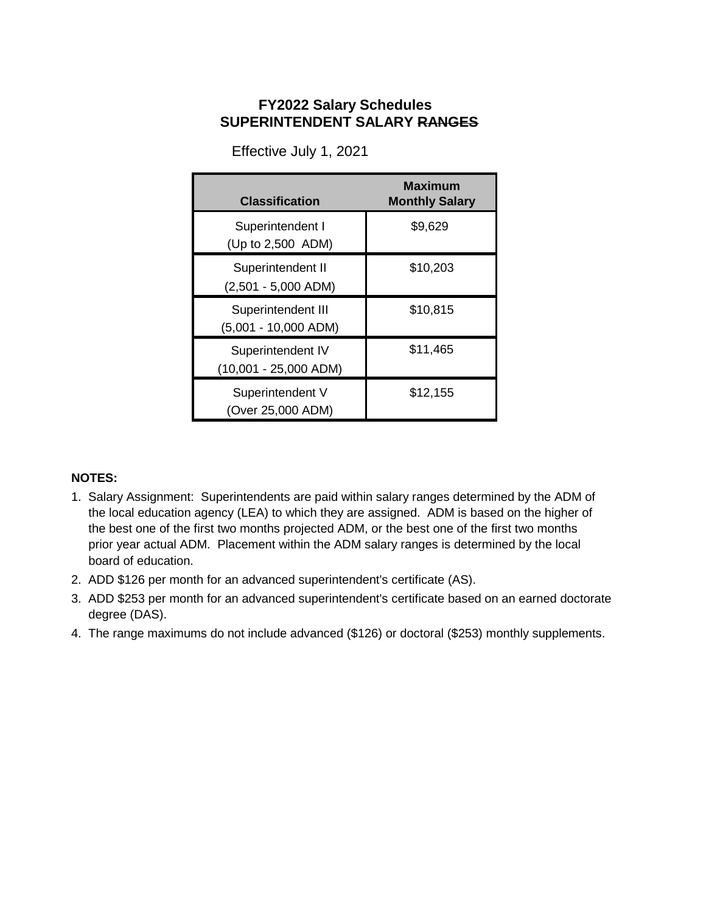# FY2022 Salary Schedules
## SUPERINTENDENT SALARY ~~RANGES~~

Effective July 1, 2021

| Classification | Maximum Monthly Salary |
|---|---|
| Superintendent I (Up to 2,500 ADM) | $9,629 |
| Superintendent II (2,501 - 5,000 ADM) | $10,203 |
| Superintendent III (5,001 - 10,000 ADM) | $10,815 |
| Superintendent IV (10,001 - 25,000 ADM) | $11,465 |
| Superintendent V (Over 25,000 ADM) | $12,155 |

**NOTES:**

1. Salary Assignment: Superintendents are paid within salary ranges determined by the ADM of the local education agency (LEA) to which they are assigned. ADM is based on the higher of the best one of the first two months projected ADM, or the best one of the first two months prior year actual ADM. Placement within the ADM salary ranges is determined by the local board of education.
2. ADD $126 per month for an advanced superintendent's certificate (AS).
3. ADD $253 per month for an advanced superintendent's certificate based on an earned doctorate degree (DAS).
4. The range maximums do not include advanced ($126) or doctoral ($253) monthly supplements.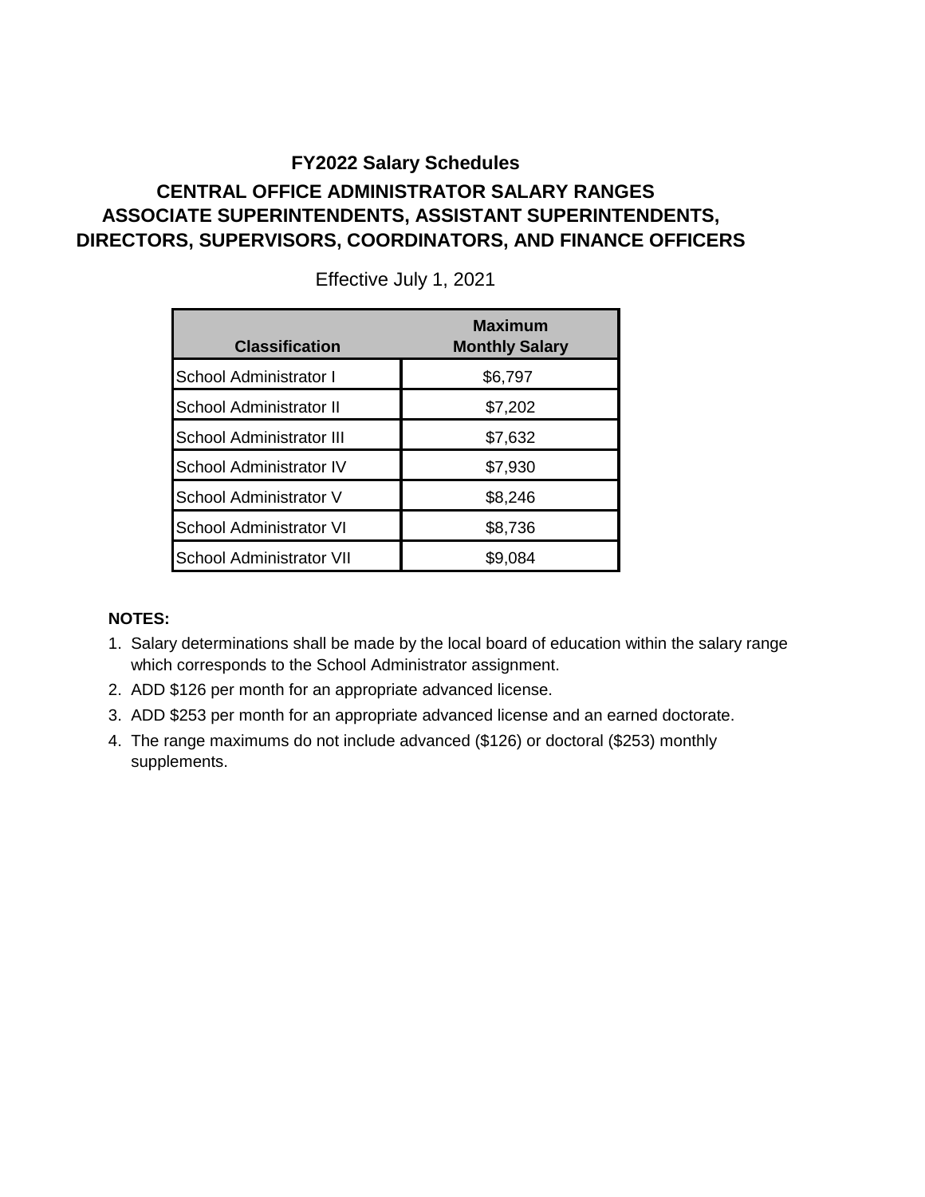## FY2022 Salary Schedules

### CENTRAL OFFICE ADMINISTRATOR SALARY RANGES
### ASSOCIATE SUPERINTENDENTS, ASSISTANT SUPERINTENDENTS, DIRECTORS, SUPERVISORS, COORDINATORS, AND FINANCE OFFICERS

Effective July 1, 2021

| Classification | Maximum Monthly Salary |
|---|---|
| School Administrator I | $6,797 |
| School Administrator II | $7,202 |
| School Administrator III | $7,632 |
| School Administrator IV | $7,930 |
| School Administrator V | $8,246 |
| School Administrator VI | $8,736 |
| School Administrator VII | $9,084 |

**NOTES:**

1. Salary determinations shall be made by the local board of education within the salary range which corresponds to the School Administrator assignment.
2. ADD $126 per month for an appropriate advanced license.
3. ADD $253 per month for an appropriate advanced license and an earned doctorate.
4. The range maximums do not include advanced ($126) or doctoral ($253) monthly supplements.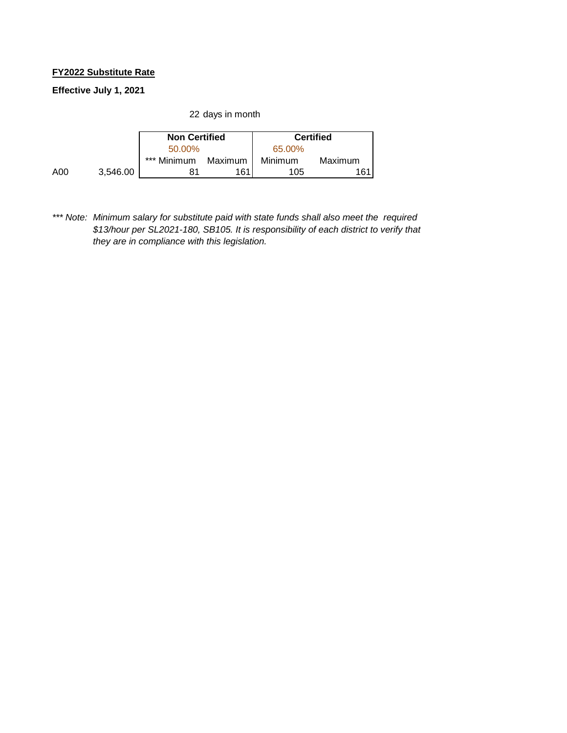**FY2022 Substitute Rate**

**Effective July 1, 2021**

22 days in month

| | | Non Certified | | Certified | |
|---|---|---|---|---|---|
| | | 50.00% | | 65.00% | |
| | | *** Minimum | Maximum | Minimum | Maximum |
| A00 | 3,546.00 | 81 | 161 | 105 | 161 |

*\*\*\* Note: Minimum salary for substitute paid with state funds shall also meet the required $13/hour per SL2021-180, SB105. It is responsibility of each district to verify that they are in compliance with this legislation.*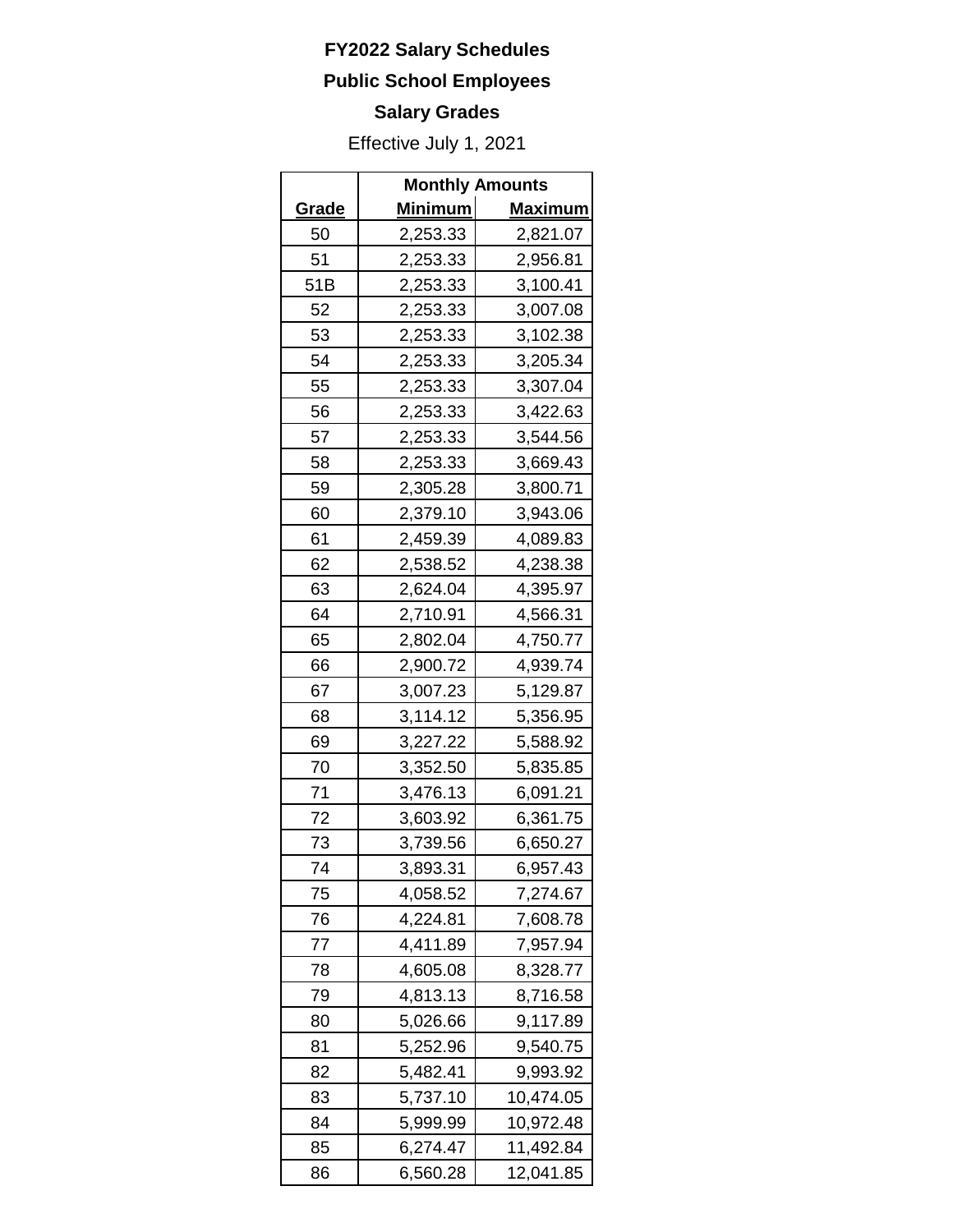**FY2022 Salary Schedules**

**Public School Employees**

**Salary Grades**

Effective July 1, 2021

| Grade | Monthly Amounts | |
|---|---|---|
| | Minimum | Maximum |
| 50 | 2,253.33 | 2,821.07 |
| 51 | 2,253.33 | 2,956.81 |
| 51B | 2,253.33 | 3,100.41 |
| 52 | 2,253.33 | 3,007.08 |
| 53 | 2,253.33 | 3,102.38 |
| 54 | 2,253.33 | 3,205.34 |
| 55 | 2,253.33 | 3,307.04 |
| 56 | 2,253.33 | 3,422.63 |
| 57 | 2,253.33 | 3,544.56 |
| 58 | 2,253.33 | 3,669.43 |
| 59 | 2,305.28 | 3,800.71 |
| 60 | 2,379.10 | 3,943.06 |
| 61 | 2,459.39 | 4,089.83 |
| 62 | 2,538.52 | 4,238.38 |
| 63 | 2,624.04 | 4,395.97 |
| 64 | 2,710.91 | 4,566.31 |
| 65 | 2,802.04 | 4,750.77 |
| 66 | 2,900.72 | 4,939.74 |
| 67 | 3,007.23 | 5,129.87 |
| 68 | 3,114.12 | 5,356.95 |
| 69 | 3,227.22 | 5,588.92 |
| 70 | 3,352.50 | 5,835.85 |
| 71 | 3,476.13 | 6,091.21 |
| 72 | 3,603.92 | 6,361.75 |
| 73 | 3,739.56 | 6,650.27 |
| 74 | 3,893.31 | 6,957.43 |
| 75 | 4,058.52 | 7,274.67 |
| 76 | 4,224.81 | 7,608.78 |
| 77 | 4,411.89 | 7,957.94 |
| 78 | 4,605.08 | 8,328.77 |
| 79 | 4,813.13 | 8,716.58 |
| 80 | 5,026.66 | 9,117.89 |
| 81 | 5,252.96 | 9,540.75 |
| 82 | 5,482.41 | 9,993.92 |
| 83 | 5,737.10 | 10,474.05 |
| 84 | 5,999.99 | 10,972.48 |
| 85 | 6,274.47 | 11,492.84 |
| 86 | 6,560.28 | 12,041.85 |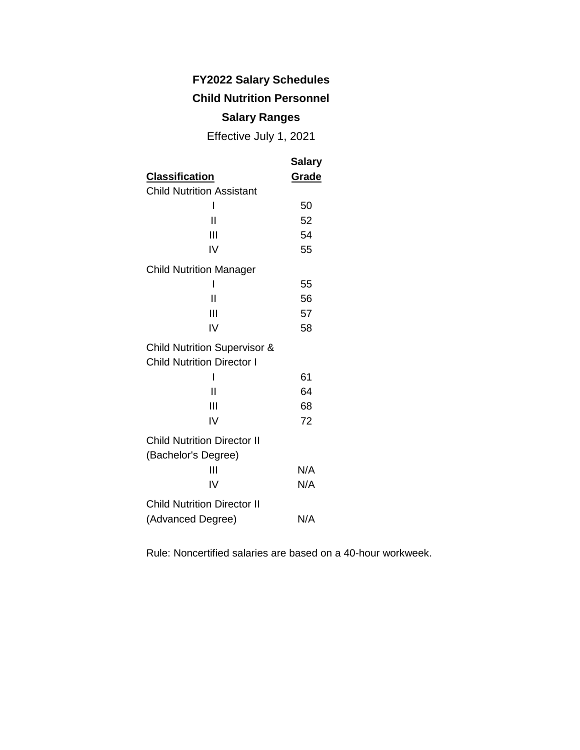# FY2022 Salary Schedules

## Child Nutrition Personnel

## Salary Ranges

Effective July 1, 2021

| Classification | Salary Grade |
|---|---|
| Child Nutrition Assistant | |
| I | 50 |
| II | 52 |
| III | 54 |
| IV | 55 |
| Child Nutrition Manager | |
| I | 55 |
| II | 56 |
| III | 57 |
| IV | 58 |
| Child Nutrition Supervisor & Child Nutrition Director I | |
| I | 61 |
| II | 64 |
| III | 68 |
| IV | 72 |
| Child Nutrition Director II (Bachelor's Degree) | |
| III | N/A |
| IV | N/A |
| Child Nutrition Director II (Advanced Degree) | N/A |

Rule: Noncertified salaries are based on a 40-hour workweek.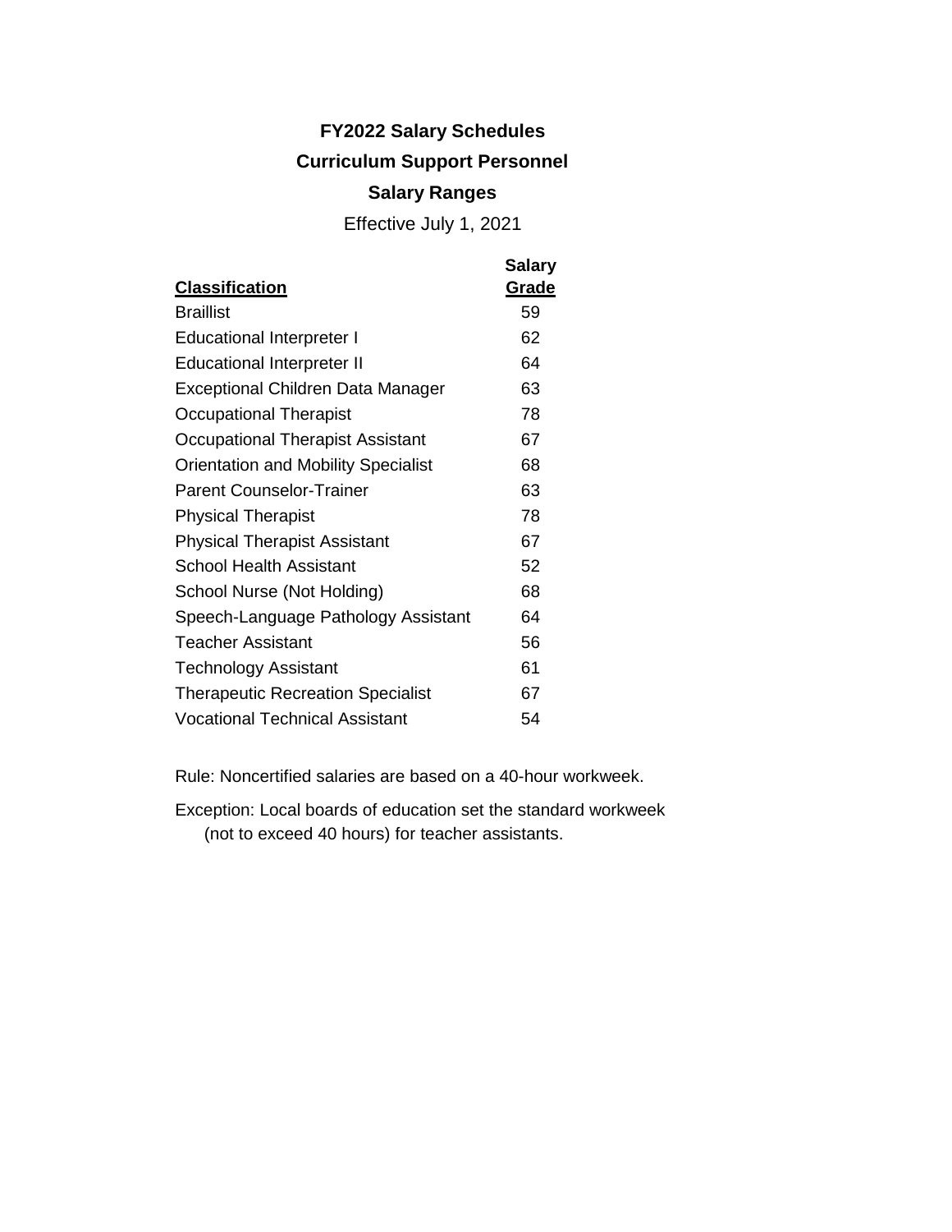**FY2022 Salary Schedules**

**Curriculum Support Personnel**

**Salary Ranges**

Effective July 1, 2021

| Classification | Salary Grade |
|---|---|
| Braillist | 59 |
| Educational Interpreter I | 62 |
| Educational Interpreter II | 64 |
| Exceptional Children Data Manager | 63 |
| Occupational Therapist | 78 |
| Occupational Therapist Assistant | 67 |
| Orientation and Mobility Specialist | 68 |
| Parent Counselor-Trainer | 63 |
| Physical Therapist | 78 |
| Physical Therapist Assistant | 67 |
| School Health Assistant | 52 |
| School Nurse (Not Holding) | 68 |
| Speech-Language Pathology Assistant | 64 |
| Teacher Assistant | 56 |
| Technology Assistant | 61 |
| Therapeutic Recreation Specialist | 67 |
| Vocational Technical Assistant | 54 |

Rule: Noncertified salaries are based on a 40-hour workweek.

Exception: Local boards of education set the standard workweek (not to exceed 40 hours) for teacher assistants.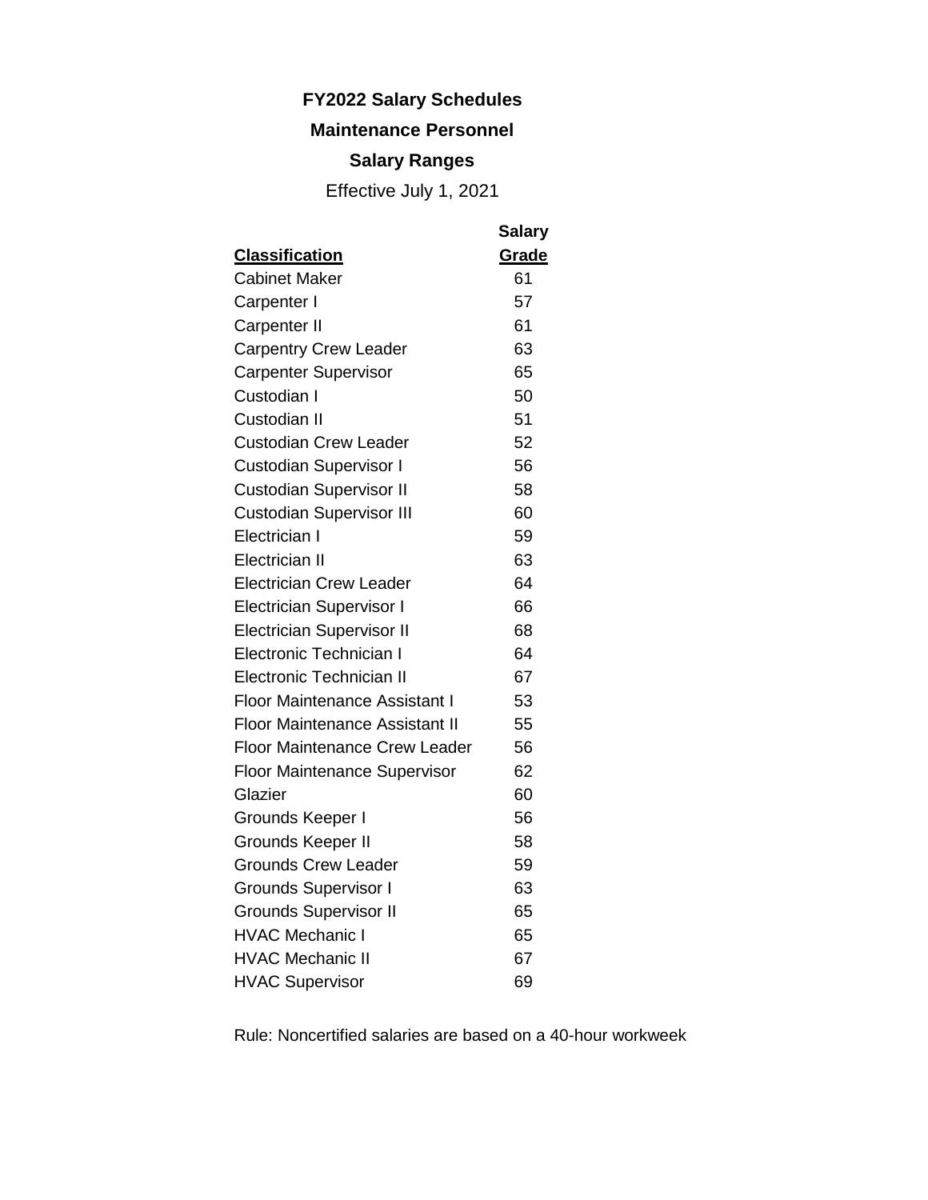**FY2022 Salary Schedules**

**Maintenance Personnel**

**Salary Ranges**

Effective July 1, 2021

| Classification | Salary Grade |
|---|---|
| Cabinet Maker | 61 |
| Carpenter I | 57 |
| Carpenter II | 61 |
| Carpentry Crew Leader | 63 |
| Carpenter Supervisor | 65 |
| Custodian I | 50 |
| Custodian II | 51 |
| Custodian Crew Leader | 52 |
| Custodian Supervisor I | 56 |
| Custodian Supervisor II | 58 |
| Custodian Supervisor III | 60 |
| Electrician I | 59 |
| Electrician II | 63 |
| Electrician Crew Leader | 64 |
| Electrician Supervisor I | 66 |
| Electrician Supervisor II | 68 |
| Electronic Technician I | 64 |
| Electronic Technician II | 67 |
| Floor Maintenance Assistant I | 53 |
| Floor Maintenance Assistant II | 55 |
| Floor Maintenance Crew Leader | 56 |
| Floor Maintenance Supervisor | 62 |
| Glazier | 60 |
| Grounds Keeper I | 56 |
| Grounds Keeper II | 58 |
| Grounds Crew Leader | 59 |
| Grounds Supervisor I | 63 |
| Grounds Supervisor II | 65 |
| HVAC Mechanic I | 65 |
| HVAC Mechanic II | 67 |
| HVAC Supervisor | 69 |

Rule: Noncertified salaries are based on a 40-hour workweek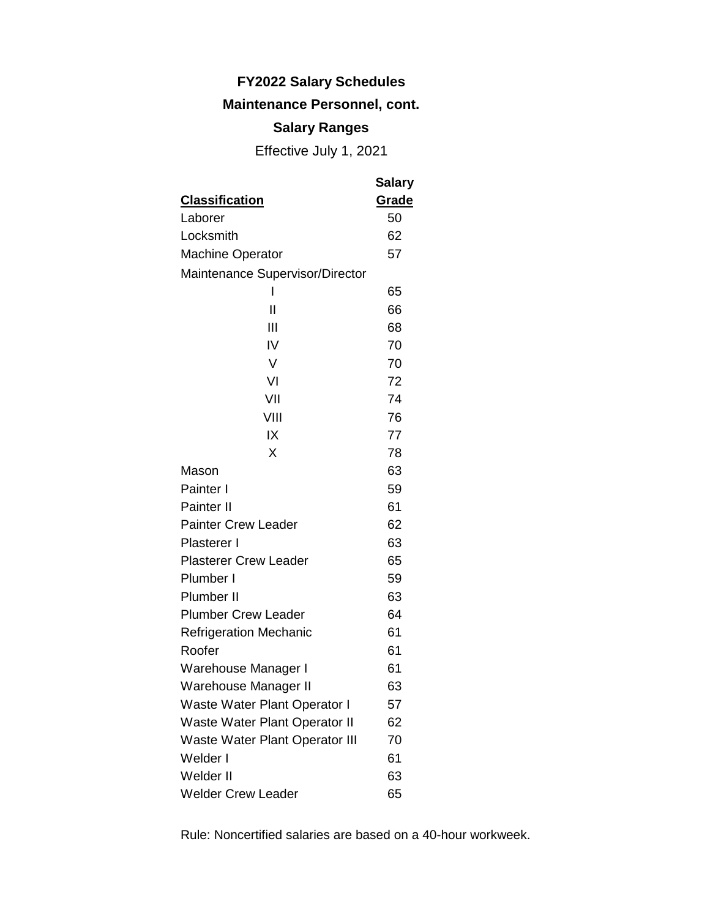# FY2022 Salary Schedules

## Maintenance Personnel, cont.

### Salary Ranges

Effective July 1, 2021

| Classification | Salary Grade |
|---|---|
| Laborer | 50 |
| Locksmith | 62 |
| Machine Operator | 57 |
| Maintenance Supervisor/Director | |
| I | 65 |
| II | 66 |
| III | 68 |
| IV | 70 |
| V | 70 |
| VI | 72 |
| VII | 74 |
| VIII | 76 |
| IX | 77 |
| X | 78 |
| Mason | 63 |
| Painter I | 59 |
| Painter II | 61 |
| Painter Crew Leader | 62 |
| Plasterer I | 63 |
| Plasterer Crew Leader | 65 |
| Plumber I | 59 |
| Plumber II | 63 |
| Plumber Crew Leader | 64 |
| Refrigeration Mechanic | 61 |
| Roofer | 61 |
| Warehouse Manager I | 61 |
| Warehouse Manager II | 63 |
| Waste Water Plant Operator I | 57 |
| Waste Water Plant Operator II | 62 |
| Waste Water Plant Operator III | 70 |
| Welder I | 61 |
| Welder II | 63 |
| Welder Crew Leader | 65 |

Rule: Noncertified salaries are based on a 40-hour workweek.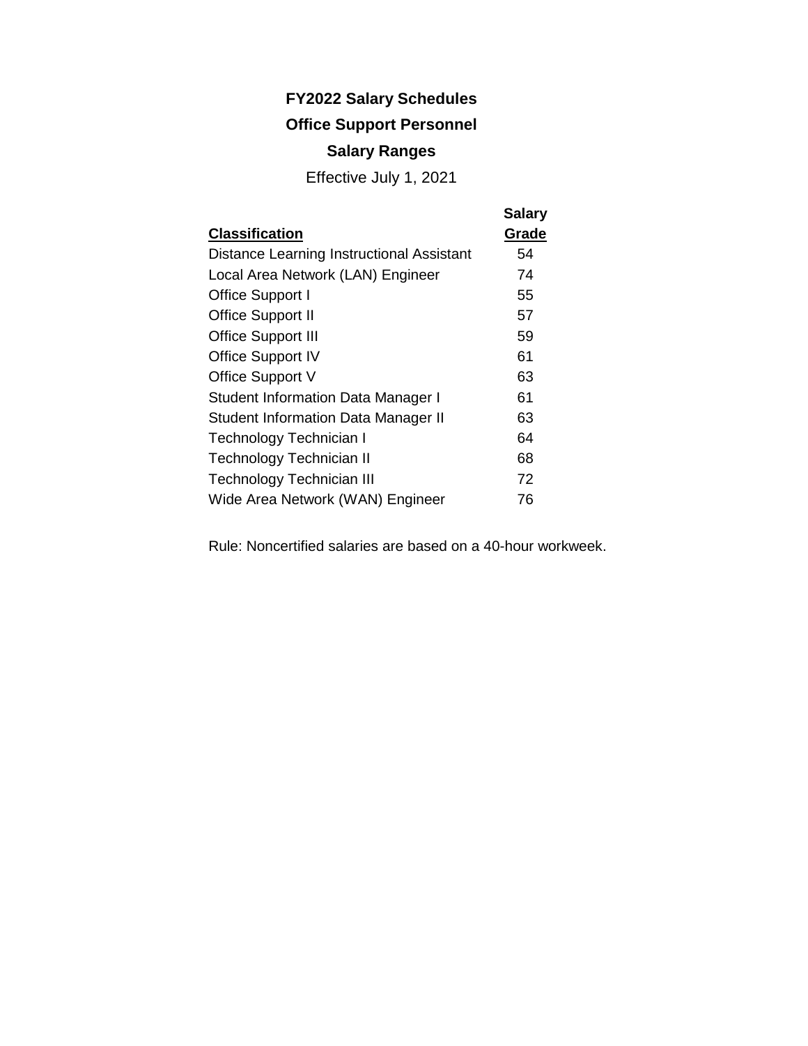# FY2022 Salary Schedules

## Office Support Personnel

## Salary Ranges

Effective July 1, 2021

| Classification | Salary Grade |
|---|---|
| Distance Learning Instructional Assistant | 54 |
| Local Area Network (LAN) Engineer | 74 |
| Office Support I | 55 |
| Office Support II | 57 |
| Office Support III | 59 |
| Office Support IV | 61 |
| Office Support V | 63 |
| Student Information Data Manager I | 61 |
| Student Information Data Manager II | 63 |
| Technology Technician I | 64 |
| Technology Technician II | 68 |
| Technology Technician III | 72 |
| Wide Area Network (WAN) Engineer | 76 |

Rule: Noncertified salaries are based on a 40-hour workweek.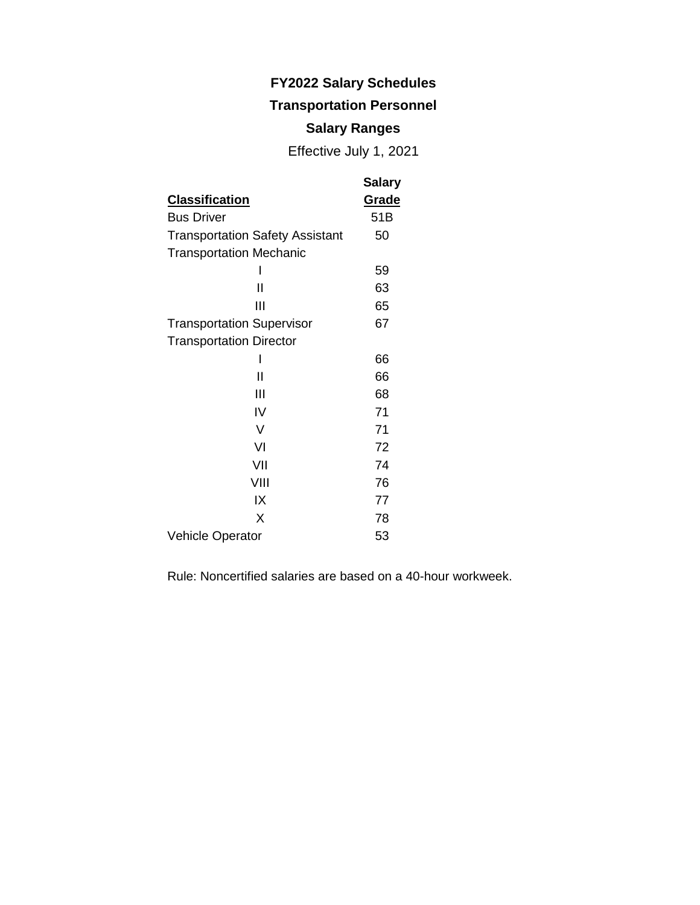# FY2022 Salary Schedules

## Transportation Personnel

## Salary Ranges

Effective July 1, 2021

| Classification | Salary Grade |
| --- | --- |
| Bus Driver | 51B |
| Transportation Safety Assistant | 50 |
| Transportation Mechanic | |
| I | 59 |
| II | 63 |
| III | 65 |
| Transportation Supervisor | 67 |
| Transportation Director | |
| I | 66 |
| II | 66 |
| III | 68 |
| IV | 71 |
| V | 71 |
| VI | 72 |
| VII | 74 |
| VIII | 76 |
| IX | 77 |
| X | 78 |
| Vehicle Operator | 53 |

Rule: Noncertified salaries are based on a 40-hour workweek.